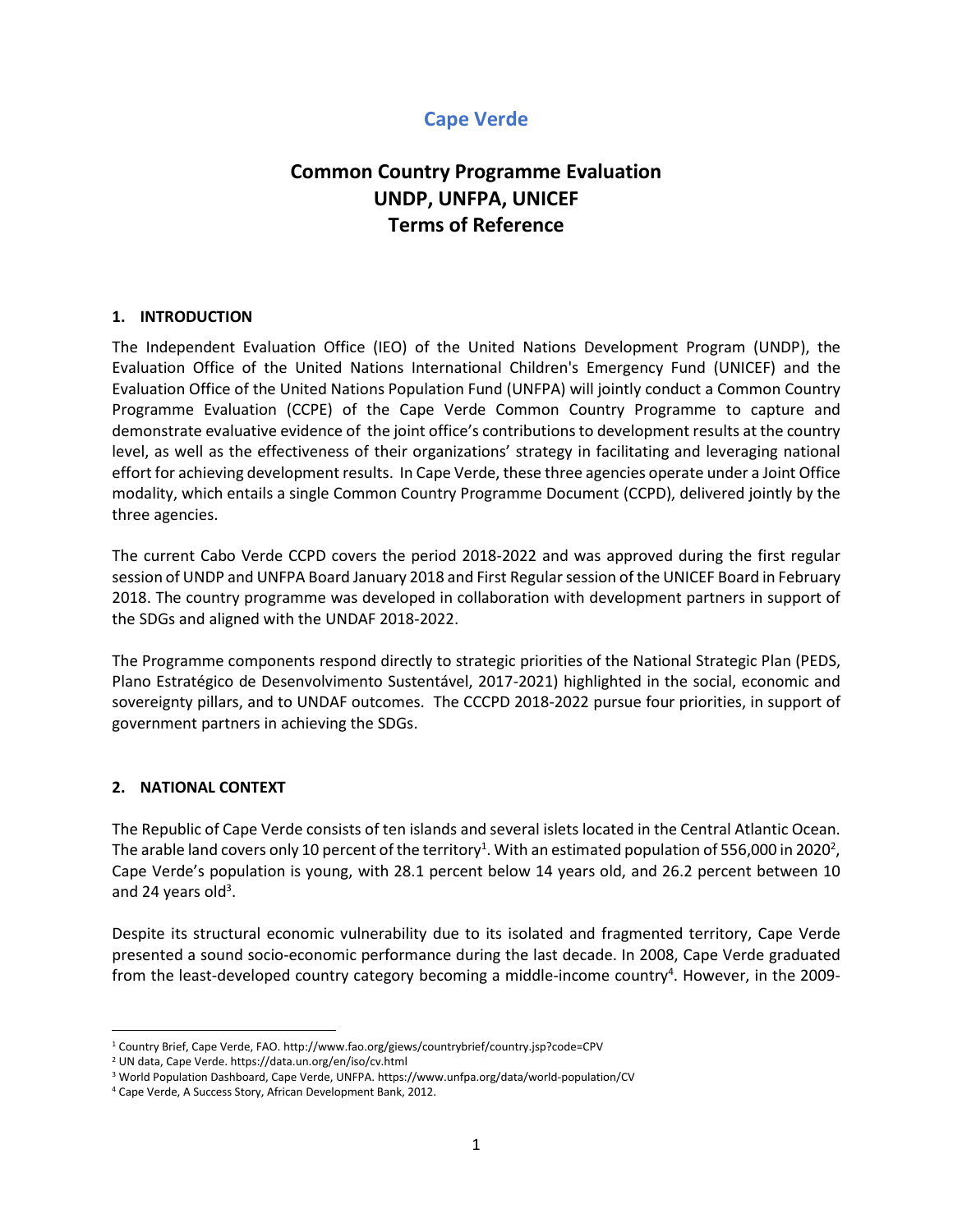# Cape Verde

## Common Country Programme Evaluation
## UNDP, UNFPA, UNICEF
## Terms of Reference

### 1. INTRODUCTION

The Independent Evaluation Office (IEO) of the United Nations Development Program (UNDP), the Evaluation Office of the United Nations International Children's Emergency Fund (UNICEF) and the Evaluation Office of the United Nations Population Fund (UNFPA) will jointly conduct a Common Country Programme Evaluation (CCPE) of the Cape Verde Common Country Programme to capture and demonstrate evaluative evidence of the joint office's contributions to development results at the country level, as well as the effectiveness of their organizations' strategy in facilitating and leveraging national effort for achieving development results. In Cape Verde, these three agencies operate under a Joint Office modality, which entails a single Common Country Programme Document (CCPD), delivered jointly by the three agencies.

The current Cabo Verde CCPD covers the period 2018-2022 and was approved during the first regular session of UNDP and UNFPA Board January 2018 and First Regular session of the UNICEF Board in February 2018. The country programme was developed in collaboration with development partners in support of the SDGs and aligned with the UNDAF 2018-2022.

The Programme components respond directly to strategic priorities of the National Strategic Plan (PEDS, Plano Estratégico de Desenvolvimento Sustentável, 2017-2021) highlighted in the social, economic and sovereignty pillars, and to UNDAF outcomes. The CCCPD 2018-2022 pursue four priorities, in support of government partners in achieving the SDGs.

### 2. NATIONAL CONTEXT

The Republic of Cape Verde consists of ten islands and several islets located in the Central Atlantic Ocean. The arable land covers only 10 percent of the territory[1]. With an estimated population of 556,000 in 2020[2], Cape Verde's population is young, with 28.1 percent below 14 years old, and 26.2 percent between 10 and 24 years old[3].

Despite its structural economic vulnerability due to its isolated and fragmented territory, Cape Verde presented a sound socio-economic performance during the last decade. In 2008, Cape Verde graduated from the least-developed country category becoming a middle-income country[4]. However, in the 2009-

---

[1] Country Brief, Cape Verde, FAO. http://www.fao.org/giews/countrybrief/country.jsp?code=CPV

[2] UN data, Cape Verde. https://data.un.org/en/iso/cv.html

[3] World Population Dashboard, Cape Verde, UNFPA. https://www.unfpa.org/data/world-population/CV

[4] Cape Verde, A Success Story, African Development Bank, 2012.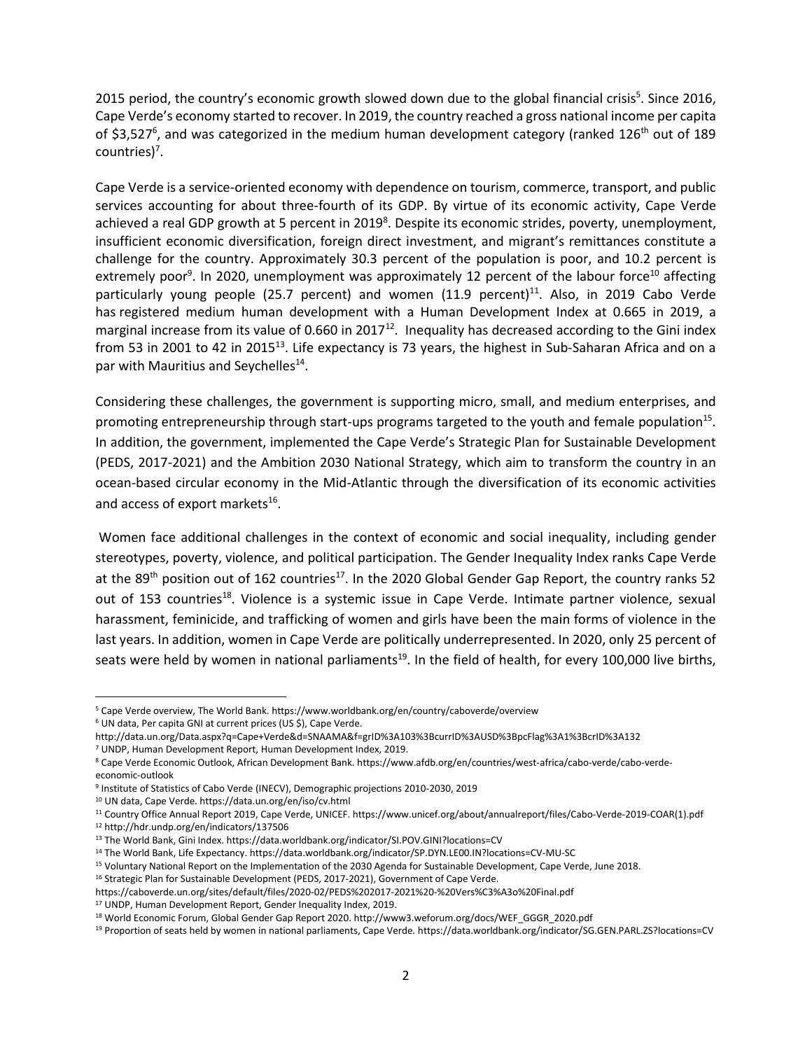2015 period, the country's economic growth slowed down due to the global financial crisis[5]. Since 2016, Cape Verde's economy started to recover. In 2019, the country reached a gross national income per capita of $3,527[6], and was categorized in the medium human development category (ranked 126th out of 189 countries)[7].

Cape Verde is a service-oriented economy with dependence on tourism, commerce, transport, and public services accounting for about three-fourth of its GDP. By virtue of its economic activity, Cape Verde achieved a real GDP growth at 5 percent in 2019[8]. Despite its economic strides, poverty, unemployment, insufficient economic diversification, foreign direct investment, and migrant's remittances constitute a challenge for the country. Approximately 30.3 percent of the population is poor, and 10.2 percent is extremely poor[9]. In 2020, unemployment was approximately 12 percent of the labour force[10] affecting particularly young people (25.7 percent) and women (11.9 percent)[11]. Also, in 2019 Cabo Verde has registered medium human development with a Human Development Index at 0.665 in 2019, a marginal increase from its value of 0.660 in 2017[12]. Inequality has decreased according to the Gini index from 53 in 2001 to 42 in 2015[13]. Life expectancy is 73 years, the highest in Sub-Saharan Africa and on a par with Mauritius and Seychelles[14].

Considering these challenges, the government is supporting micro, small, and medium enterprises, and promoting entrepreneurship through start-ups programs targeted to the youth and female population[15]. In addition, the government, implemented the Cape Verde's Strategic Plan for Sustainable Development (PEDS, 2017-2021) and the Ambition 2030 National Strategy, which aim to transform the country in an ocean-based circular economy in the Mid-Atlantic through the diversification of its economic activities and access of export markets[16].

Women face additional challenges in the context of economic and social inequality, including gender stereotypes, poverty, violence, and political participation. The Gender Inequality Index ranks Cape Verde at the 89th position out of 162 countries[17]. In the 2020 Global Gender Gap Report, the country ranks 52 out of 153 countries[18]. Violence is a systemic issue in Cape Verde. Intimate partner violence, sexual harassment, feminicide, and trafficking of women and girls have been the main forms of violence in the last years. In addition, women in Cape Verde are politically underrepresented. In 2020, only 25 percent of seats were held by women in national parliaments[19]. In the field of health, for every 100,000 live births,

---

[5] Cape Verde overview, The World Bank. https://www.worldbank.org/en/country/caboverde/overview

[6] UN data, Per capita GNI at current prices (US $), Cape Verde. http://data.un.org/Data.aspx?q=Cape+Verde&d=SNAAMA&f=grID%3A103%3BcurrID%3AUSD%3BpcFlag%3A1%3BcrID%3A132

[7] UNDP, Human Development Report, Human Development Index, 2019.

[8] Cape Verde Economic Outlook, African Development Bank. https://www.afdb.org/en/countries/west-africa/cabo-verde/cabo-verde-economic-outlook

[9] Institute of Statistics of Cabo Verde (INECV), Demographic projections 2010-2030, 2019

[10] UN data, Cape Verde. https://data.un.org/en/iso/cv.html

[11] Country Office Annual Report 2019, Cape Verde, UNICEF. https://www.unicef.org/about/annualreport/files/Cabo-Verde-2019-COAR(1).pdf

[12] http://hdr.undp.org/en/indicators/137506

[13] The World Bank, Gini Index. https://data.worldbank.org/indicator/SI.POV.GINI?locations=CV

[14] The World Bank, Life Expectancy. https://data.worldbank.org/indicator/SP.DYN.LE00.IN?locations=CV-MU-SC

[15] Voluntary National Report on the Implementation of the 2030 Agenda for Sustainable Development, Cape Verde, June 2018.

[16] Strategic Plan for Sustainable Development (PEDS, 2017-2021), Government of Cape Verde. https://caboverde.un.org/sites/default/files/2020-02/PEDS%202017-2021%20-%20Vers%C3%A3o%20Final.pdf

[17] UNDP, Human Development Report, Gender Inequality Index, 2019.

[18] World Economic Forum, Global Gender Gap Report 2020. http://www3.weforum.org/docs/WEF_GGGR_2020.pdf

[19] Proportion of seats held by women in national parliaments, Cape Verde. https://data.worldbank.org/indicator/SG.GEN.PARL.ZS?locations=CV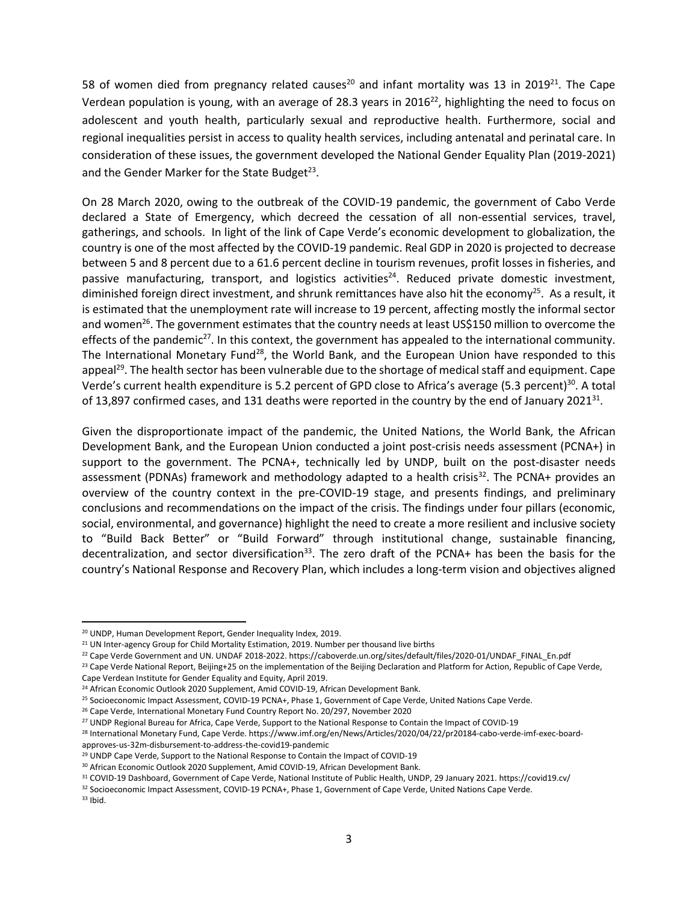58 of women died from pregnancy related causes[20] and infant mortality was 13 in 2019[21]. The Cape Verdean population is young, with an average of 28.3 years in 2016[22], highlighting the need to focus on adolescent and youth health, particularly sexual and reproductive health. Furthermore, social and regional inequalities persist in access to quality health services, including antenatal and perinatal care. In consideration of these issues, the government developed the National Gender Equality Plan (2019-2021) and the Gender Marker for the State Budget[23].

On 28 March 2020, owing to the outbreak of the COVID-19 pandemic, the government of Cabo Verde declared a State of Emergency, which decreed the cessation of all non-essential services, travel, gatherings, and schools. In light of the link of Cape Verde's economic development to globalization, the country is one of the most affected by the COVID-19 pandemic. Real GDP in 2020 is projected to decrease between 5 and 8 percent due to a 61.6 percent decline in tourism revenues, profit losses in fisheries, and passive manufacturing, transport, and logistics activities[24]. Reduced private domestic investment, diminished foreign direct investment, and shrunk remittances have also hit the economy[25]. As a result, it is estimated that the unemployment rate will increase to 19 percent, affecting mostly the informal sector and women[26]. The government estimates that the country needs at least US$150 million to overcome the effects of the pandemic[27]. In this context, the government has appealed to the international community. The International Monetary Fund[28], the World Bank, and the European Union have responded to this appeal[29]. The health sector has been vulnerable due to the shortage of medical staff and equipment. Cape Verde's current health expenditure is 5.2 percent of GPD close to Africa's average (5.3 percent)[30]. A total of 13,897 confirmed cases, and 131 deaths were reported in the country by the end of January 2021[31].

Given the disproportionate impact of the pandemic, the United Nations, the World Bank, the African Development Bank, and the European Union conducted a joint post-crisis needs assessment (PCNA+) in support to the government. The PCNA+, technically led by UNDP, built on the post-disaster needs assessment (PDNAs) framework and methodology adapted to a health crisis[32]. The PCNA+ provides an overview of the country context in the pre-COVID-19 stage, and presents findings, and preliminary conclusions and recommendations on the impact of the crisis. The findings under four pillars (economic, social, environmental, and governance) highlight the need to create a more resilient and inclusive society to "Build Back Better" or "Build Forward" through institutional change, sustainable financing, decentralization, and sector diversification[33]. The zero draft of the PCNA+ has been the basis for the country's National Response and Recovery Plan, which includes a long-term vision and objectives aligned

---

[20] UNDP, Human Development Report, Gender Inequality Index, 2019.

[21] UN Inter-agency Group for Child Mortality Estimation, 2019. Number per thousand live births

[22] Cape Verde Government and UN. UNDAF 2018-2022. https://caboverde.un.org/sites/default/files/2020-01/UNDAF_FINAL_En.pdf

[23] Cape Verde National Report, Beijing+25 on the implementation of the Beijing Declaration and Platform for Action, Republic of Cape Verde, Cape Verdean Institute for Gender Equality and Equity, April 2019.

[24] African Economic Outlook 2020 Supplement, Amid COVID-19, African Development Bank.

[25] Socioeconomic Impact Assessment, COVID-19 PCNA+, Phase 1, Government of Cape Verde, United Nations Cape Verde.

[26] Cape Verde, International Monetary Fund Country Report No. 20/297, November 2020

[27] UNDP Regional Bureau for Africa, Cape Verde, Support to the National Response to Contain the Impact of COVID-19

[28] International Monetary Fund, Cape Verde. https://www.imf.org/en/News/Articles/2020/04/22/pr20184-cabo-verde-imf-exec-board-approves-us-32m-disbursement-to-address-the-covid19-pandemic

[29] UNDP Cape Verde, Support to the National Response to Contain the Impact of COVID-19

[30] African Economic Outlook 2020 Supplement, Amid COVID-19, African Development Bank.

[31] COVID-19 Dashboard, Government of Cape Verde, National Institute of Public Health, UNDP, 29 January 2021. https://covid19.cv/

[32] Socioeconomic Impact Assessment, COVID-19 PCNA+, Phase 1, Government of Cape Verde, United Nations Cape Verde.

[33] Ibid.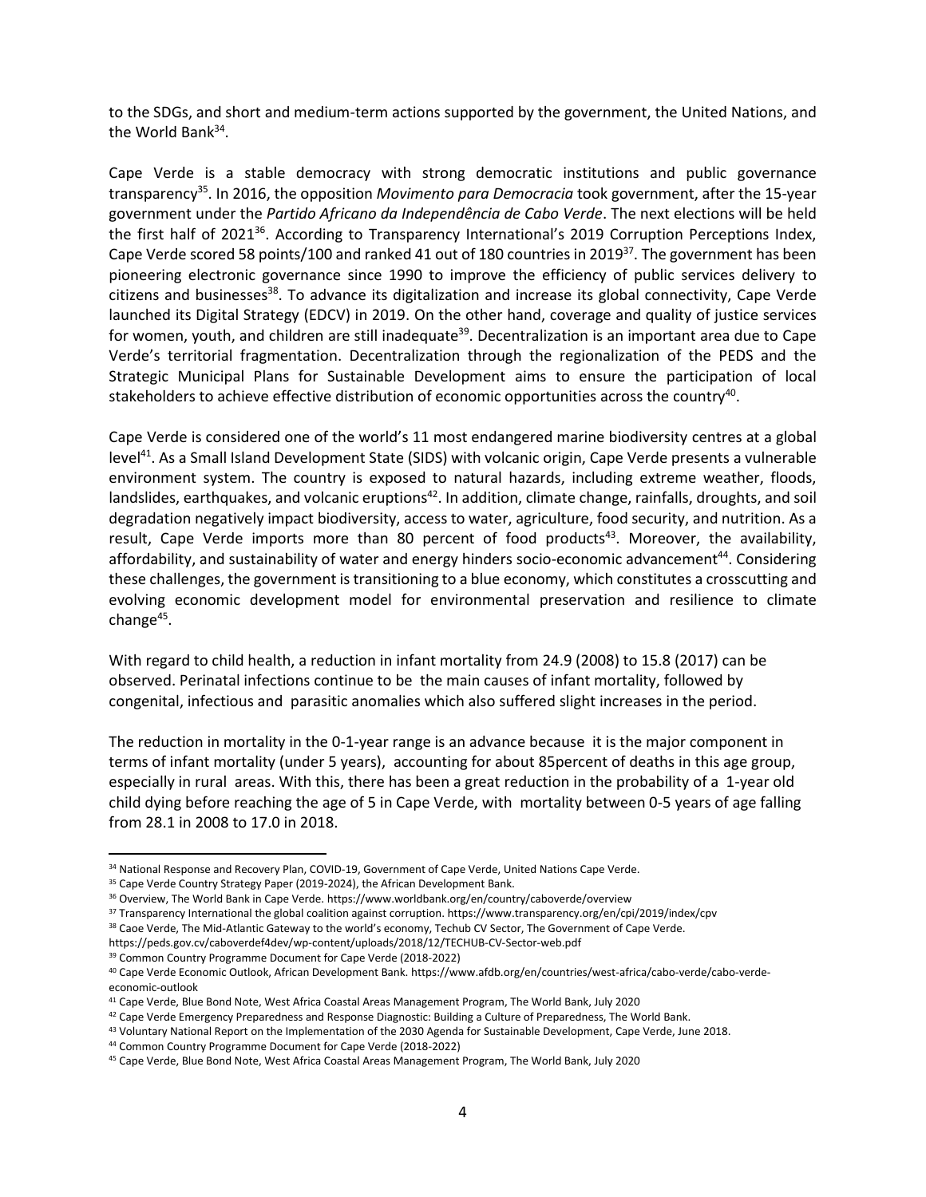to the SDGs, and short and medium-term actions supported by the government, the United Nations, and the World Bank[34].

Cape Verde is a stable democracy with strong democratic institutions and public governance transparency[35]. In 2016, the opposition *Movimento para Democracia* took government, after the 15-year government under the *Partido Africano da Independência de Cabo Verde*. The next elections will be held the first half of 2021[36]. According to Transparency International's 2019 Corruption Perceptions Index, Cape Verde scored 58 points/100 and ranked 41 out of 180 countries in 2019[37]. The government has been pioneering electronic governance since 1990 to improve the efficiency of public services delivery to citizens and businesses[38]. To advance its digitalization and increase its global connectivity, Cape Verde launched its Digital Strategy (EDCV) in 2019. On the other hand, coverage and quality of justice services for women, youth, and children are still inadequate[39]. Decentralization is an important area due to Cape Verde's territorial fragmentation. Decentralization through the regionalization of the PEDS and the Strategic Municipal Plans for Sustainable Development aims to ensure the participation of local stakeholders to achieve effective distribution of economic opportunities across the country[40].

Cape Verde is considered one of the world's 11 most endangered marine biodiversity centres at a global level[41]. As a Small Island Development State (SIDS) with volcanic origin, Cape Verde presents a vulnerable environment system. The country is exposed to natural hazards, including extreme weather, floods, landslides, earthquakes, and volcanic eruptions[42]. In addition, climate change, rainfalls, droughts, and soil degradation negatively impact biodiversity, access to water, agriculture, food security, and nutrition. As a result, Cape Verde imports more than 80 percent of food products[43]. Moreover, the availability, affordability, and sustainability of water and energy hinders socio-economic advancement[44]. Considering these challenges, the government is transitioning to a blue economy, which constitutes a crosscutting and evolving economic development model for environmental preservation and resilience to climate change[45].

With regard to child health, a reduction in infant mortality from 24.9 (2008) to 15.8 (2017) can be observed. Perinatal infections continue to be the main causes of infant mortality, followed by congenital, infectious and parasitic anomalies which also suffered slight increases in the period.

The reduction in mortality in the 0-1-year range is an advance because it is the major component in terms of infant mortality (under 5 years), accounting for about 85percent of deaths in this age group, especially in rural areas. With this, there has been a great reduction in the probability of a 1-year old child dying before reaching the age of 5 in Cape Verde, with mortality between 0-5 years of age falling from 28.1 in 2008 to 17.0 in 2018.

---

[34] National Response and Recovery Plan, COVID-19, Government of Cape Verde, United Nations Cape Verde.

[35] Cape Verde Country Strategy Paper (2019-2024), the African Development Bank.

[36] Overview, The World Bank in Cape Verde. https://www.worldbank.org/en/country/caboverde/overview

[37] Transparency International the global coalition against corruption. https://www.transparency.org/en/cpi/2019/index/cpv

[38] Caoe Verde, The Mid-Atlantic Gateway to the world's economy, Techub CV Sector, The Government of Cape Verde. https://peds.gov.cv/caboverdef4dev/wp-content/uploads/2018/12/TECHUB-CV-Sector-web.pdf

[39] Common Country Programme Document for Cape Verde (2018-2022)

[40] Cape Verde Economic Outlook, African Development Bank. https://www.afdb.org/en/countries/west-africa/cabo-verde/cabo-verde-economic-outlook

[41] Cape Verde, Blue Bond Note, West Africa Coastal Areas Management Program, The World Bank, July 2020

[42] Cape Verde Emergency Preparedness and Response Diagnostic: Building a Culture of Preparedness, The World Bank.

[43] Voluntary National Report on the Implementation of the 2030 Agenda for Sustainable Development, Cape Verde, June 2018.

[44] Common Country Programme Document for Cape Verde (2018-2022)

[45] Cape Verde, Blue Bond Note, West Africa Coastal Areas Management Program, The World Bank, July 2020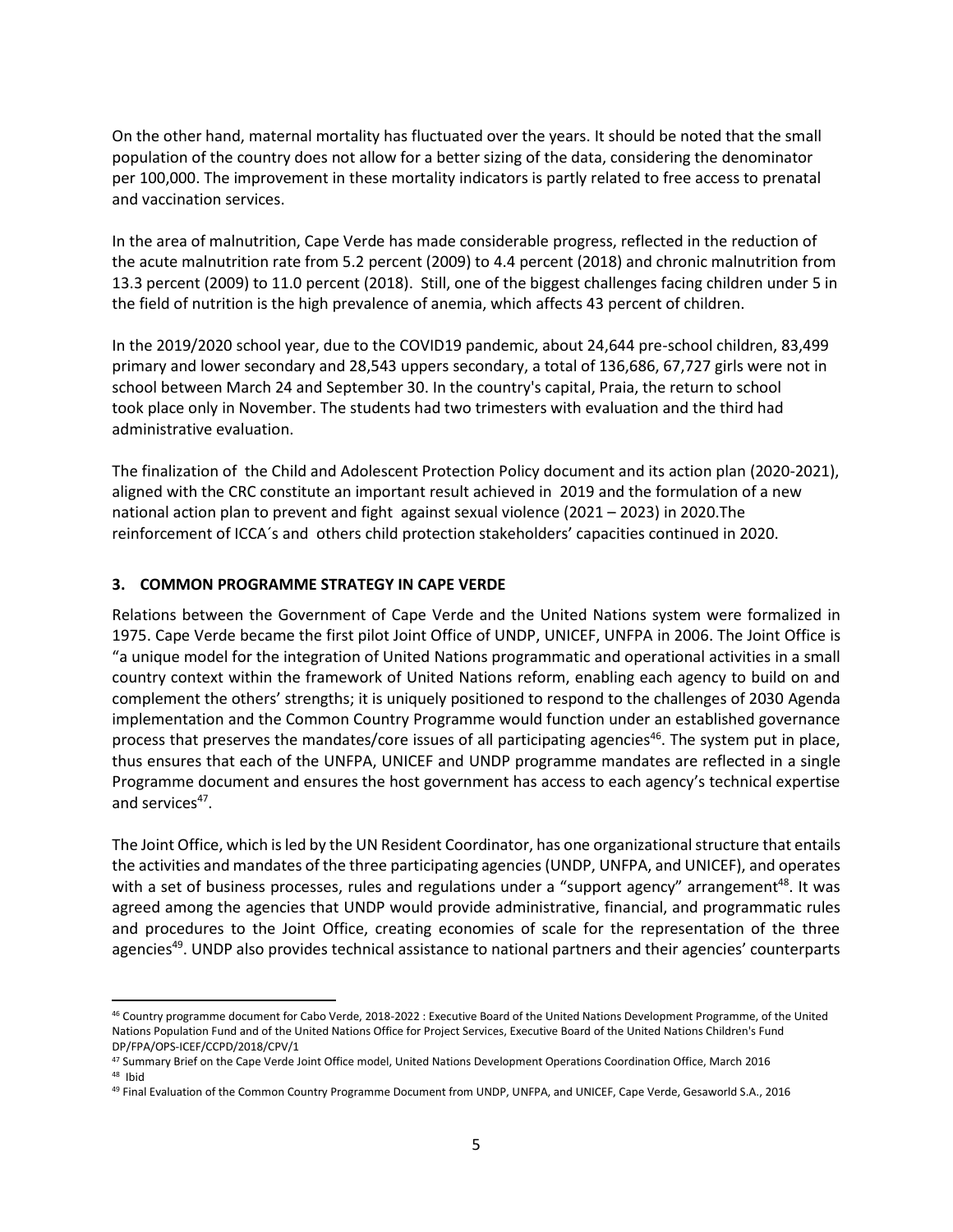On the other hand, maternal mortality has fluctuated over the years. It should be noted that the small population of the country does not allow for a better sizing of the data, considering the denominator per 100,000. The improvement in these mortality indicators is partly related to free access to prenatal and vaccination services.

In the area of malnutrition, Cape Verde has made considerable progress, reflected in the reduction of the acute malnutrition rate from 5.2 percent (2009) to 4.4 percent (2018) and chronic malnutrition from 13.3 percent (2009) to 11.0 percent (2018). Still, one of the biggest challenges facing children under 5 in the field of nutrition is the high prevalence of anemia, which affects 43 percent of children.

In the 2019/2020 school year, due to the COVID19 pandemic, about 24,644 pre-school children, 83,499 primary and lower secondary and 28,543 uppers secondary, a total of 136,686, 67,727 girls were not in school between March 24 and September 30. In the country's capital, Praia, the return to school took place only in November. The students had two trimesters with evaluation and the third had administrative evaluation.

The finalization of the Child and Adolescent Protection Policy document and its action plan (2020-2021), aligned with the CRC constitute an important result achieved in 2019 and the formulation of a new national action plan to prevent and fight against sexual violence (2021 – 2023) in 2020.The reinforcement of ICCA´s and others child protection stakeholders' capacities continued in 2020.

## 3. COMMON PROGRAMME STRATEGY IN CAPE VERDE

Relations between the Government of Cape Verde and the United Nations system were formalized in 1975. Cape Verde became the first pilot Joint Office of UNDP, UNICEF, UNFPA in 2006. The Joint Office is "a unique model for the integration of United Nations programmatic and operational activities in a small country context within the framework of United Nations reform, enabling each agency to build on and complement the others' strengths; it is uniquely positioned to respond to the challenges of 2030 Agenda implementation and the Common Country Programme would function under an established governance process that preserves the mandates/core issues of all participating agencies[46]. The system put in place, thus ensures that each of the UNFPA, UNICEF and UNDP programme mandates are reflected in a single Programme document and ensures the host government has access to each agency's technical expertise and services[47].

The Joint Office, which is led by the UN Resident Coordinator, has one organizational structure that entails the activities and mandates of the three participating agencies (UNDP, UNFPA, and UNICEF), and operates with a set of business processes, rules and regulations under a "support agency" arrangement[48]. It was agreed among the agencies that UNDP would provide administrative, financial, and programmatic rules and procedures to the Joint Office, creating economies of scale for the representation of the three agencies[49]. UNDP also provides technical assistance to national partners and their agencies' counterparts

---

[46] Country programme document for Cabo Verde, 2018-2022 : Executive Board of the United Nations Development Programme, of the United Nations Population Fund and of the United Nations Office for Project Services, Executive Board of the United Nations Children's Fund DP/FPA/OPS-ICEF/CCPD/2018/CPV/1

[47] Summary Brief on the Cape Verde Joint Office model, United Nations Development Operations Coordination Office, March 2016

[48] Ibid

[49] Final Evaluation of the Common Country Programme Document from UNDP, UNFPA, and UNICEF, Cape Verde, Gesaworld S.A., 2016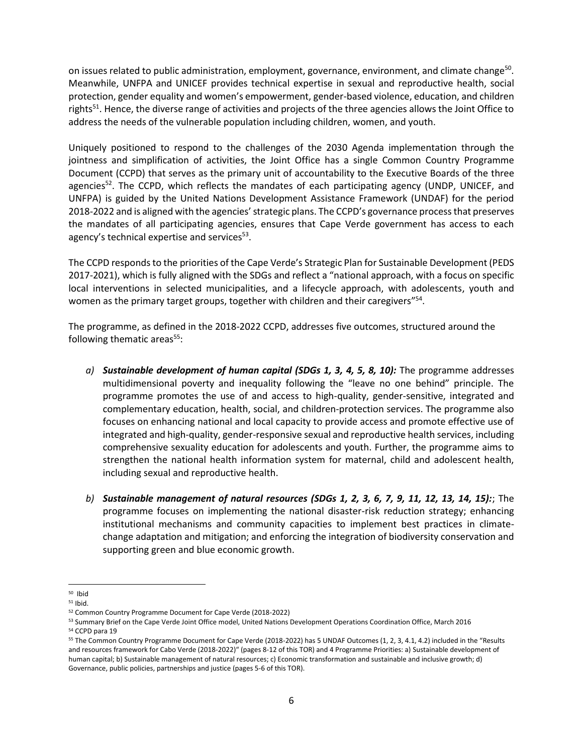on issues related to public administration, employment, governance, environment, and climate change[50]. Meanwhile, UNFPA and UNICEF provides technical expertise in sexual and reproductive health, social protection, gender equality and women's empowerment, gender-based violence, education, and children rights[51]. Hence, the diverse range of activities and projects of the three agencies allows the Joint Office to address the needs of the vulnerable population including children, women, and youth.

Uniquely positioned to respond to the challenges of the 2030 Agenda implementation through the jointness and simplification of activities, the Joint Office has a single Common Country Programme Document (CCPD) that serves as the primary unit of accountability to the Executive Boards of the three agencies[52]. The CCPD, which reflects the mandates of each participating agency (UNDP, UNICEF, and UNFPA) is guided by the United Nations Development Assistance Framework (UNDAF) for the period 2018-2022 and is aligned with the agencies' strategic plans. The CCPD's governance process that preserves the mandates of all participating agencies, ensures that Cape Verde government has access to each agency's technical expertise and services[53].

The CCPD responds to the priorities of the Cape Verde's Strategic Plan for Sustainable Development (PEDS 2017-2021), which is fully aligned with the SDGs and reflect a "national approach, with a focus on specific local interventions in selected municipalities, and a lifecycle approach, with adolescents, youth and women as the primary target groups, together with children and their caregivers"[54].

The programme, as defined in the 2018-2022 CCPD, addresses five outcomes, structured around the following thematic areas[55]:

*a)* ***Sustainable development of human capital (SDGs 1, 3, 4, 5, 8, 10):*** The programme addresses multidimensional poverty and inequality following the "leave no one behind" principle. The programme promotes the use of and access to high-quality, gender-sensitive, integrated and complementary education, health, social, and children-protection services. The programme also focuses on enhancing national and local capacity to provide access and promote effective use of integrated and high-quality, gender-responsive sexual and reproductive health services, including comprehensive sexuality education for adolescents and youth. Further, the programme aims to strengthen the national health information system for maternal, child and adolescent health, including sexual and reproductive health.

*b)* ***Sustainable management of natural resources (SDGs 1, 2, 3, 6, 7, 9, 11, 12, 13, 14, 15):***; The programme focuses on implementing the national disaster-risk reduction strategy; enhancing institutional mechanisms and community capacities to implement best practices in climate-change adaptation and mitigation; and enforcing the integration of biodiversity conservation and supporting green and blue economic growth.

---

[50] Ibid

[51] Ibid.

[52] Common Country Programme Document for Cape Verde (2018-2022)

[53] Summary Brief on the Cape Verde Joint Office model, United Nations Development Operations Coordination Office, March 2016

[54] CCPD para 19

[55] The Common Country Programme Document for Cape Verde (2018-2022) has 5 UNDAF Outcomes (1, 2, 3, 4.1, 4.2) included in the "Results and resources framework for Cabo Verde (2018-2022)" (pages 8-12 of this TOR) and 4 Programme Priorities: a) Sustainable development of human capital; b) Sustainable management of natural resources; c) Economic transformation and sustainable and inclusive growth; d) Governance, public policies, partnerships and justice (pages 5-6 of this TOR).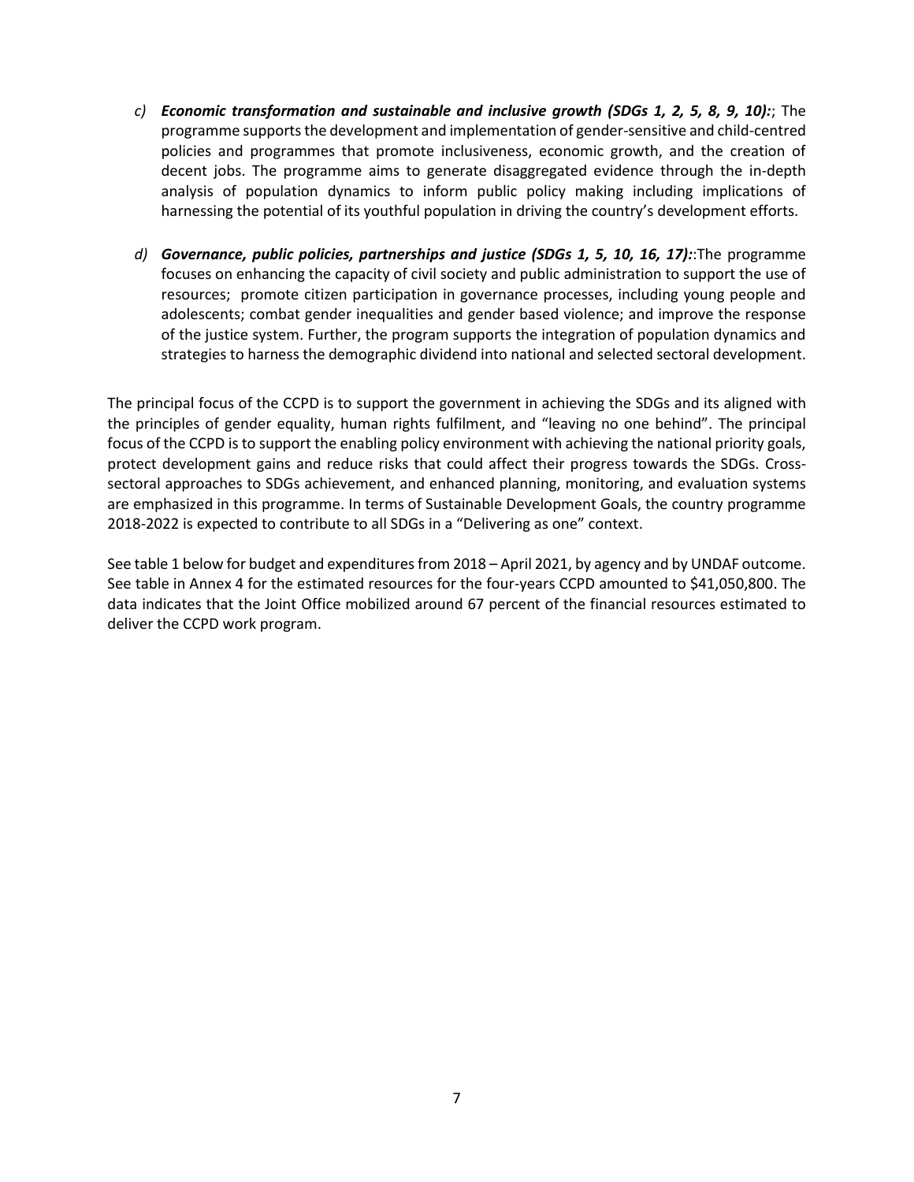c) ***Economic transformation and sustainable and inclusive growth (SDGs 1, 2, 5, 8, 9, 10):***; The programme supports the development and implementation of gender-sensitive and child-centred policies and programmes that promote inclusiveness, economic growth, and the creation of decent jobs. The programme aims to generate disaggregated evidence through the in-depth analysis of population dynamics to inform public policy making including implications of harnessing the potential of its youthful population in driving the country's development efforts.

d) ***Governance, public policies, partnerships and justice (SDGs 1, 5, 10, 16, 17):***:The programme focuses on enhancing the capacity of civil society and public administration to support the use of resources; promote citizen participation in governance processes, including young people and adolescents; combat gender inequalities and gender based violence; and improve the response of the justice system. Further, the program supports the integration of population dynamics and strategies to harness the demographic dividend into national and selected sectoral development.

The principal focus of the CCPD is to support the government in achieving the SDGs and its aligned with the principles of gender equality, human rights fulfilment, and "leaving no one behind". The principal focus of the CCPD is to support the enabling policy environment with achieving the national priority goals, protect development gains and reduce risks that could affect their progress towards the SDGs. Cross-sectoral approaches to SDGs achievement, and enhanced planning, monitoring, and evaluation systems are emphasized in this programme. In terms of Sustainable Development Goals, the country programme 2018-2022 is expected to contribute to all SDGs in a "Delivering as one" context.

See table 1 below for budget and expenditures from 2018 – April 2021, by agency and by UNDAF outcome. See table in Annex 4 for the estimated resources for the four-years CCPD amounted to $41,050,800. The data indicates that the Joint Office mobilized around 67 percent of the financial resources estimated to deliver the CCPD work program.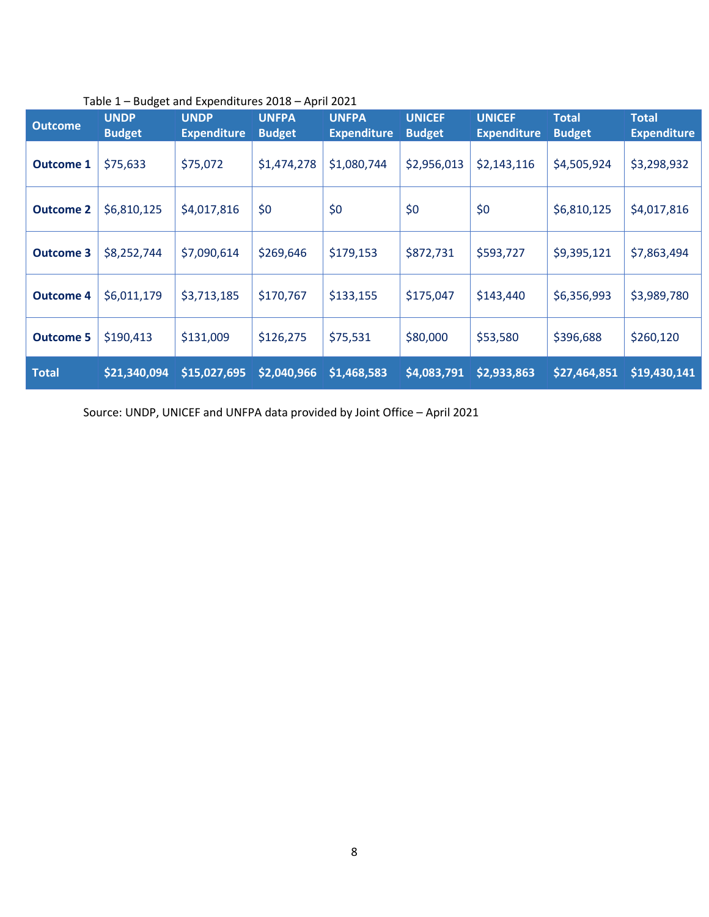Table 1 – Budget and Expenditures 2018 – April 2021

| Outcome | UNDP Budget | UNDP Expenditure | UNFPA Budget | UNFPA Expenditure | UNICEF Budget | UNICEF Expenditure | Total Budget | Total Expenditure |
|---|---|---|---|---|---|---|---|---|
| **Outcome 1** | $75,633 | $75,072 | $1,474,278 | $1,080,744 | $2,956,013 | $2,143,116 | $4,505,924 | $3,298,932 |
| **Outcome 2** | $6,810,125 | $4,017,816 | $0 | $0 | $0 | $0 | $6,810,125 | $4,017,816 |
| **Outcome 3** | $8,252,744 | $7,090,614 | $269,646 | $179,153 | $872,731 | $593,727 | $9,395,121 | $7,863,494 |
| **Outcome 4** | $6,011,179 | $3,713,185 | $170,767 | $133,155 | $175,047 | $143,440 | $6,356,993 | $3,989,780 |
| **Outcome 5** | $190,413 | $131,009 | $126,275 | $75,531 | $80,000 | $53,580 | $396,688 | $260,120 |
| **Total** | **$21,340,094** | **$15,027,695** | **$2,040,966** | **$1,468,583** | **$4,083,791** | **$2,933,863** | **$27,464,851** | **$19,430,141** |

Source: UNDP, UNICEF and UNFPA data provided by Joint Office – April 2021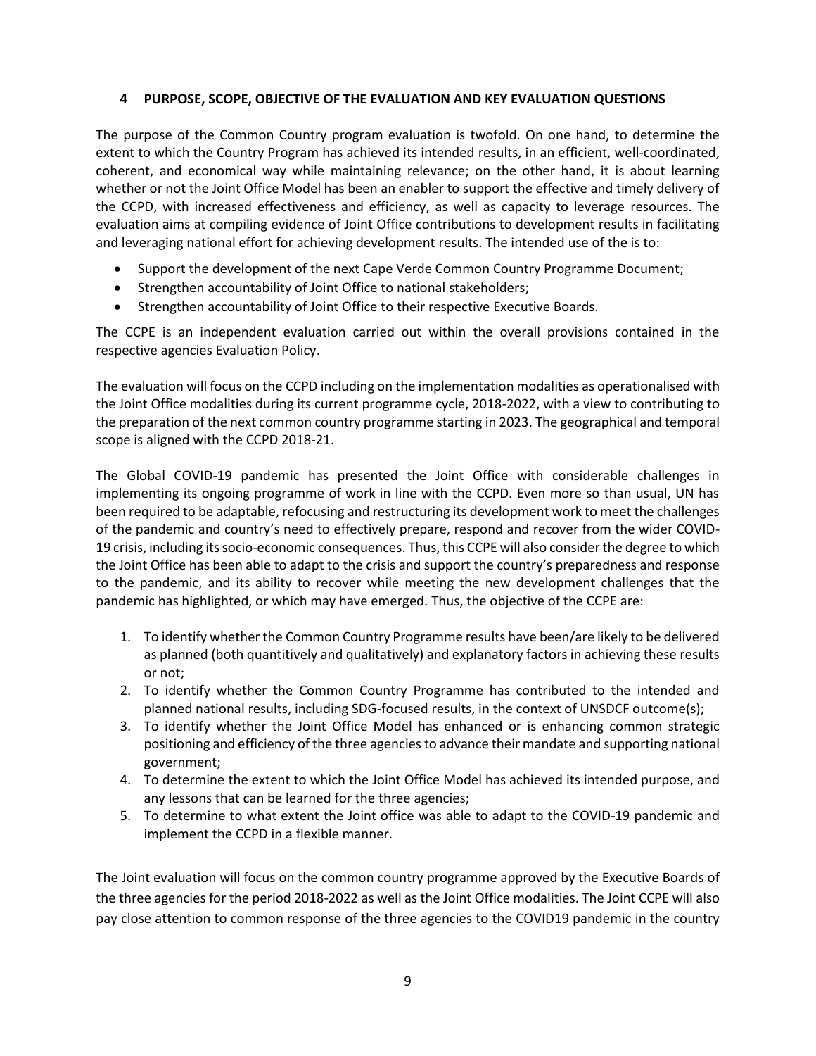## 4 PURPOSE, SCOPE, OBJECTIVE OF THE EVALUATION AND KEY EVALUATION QUESTIONS

The purpose of the Common Country program evaluation is twofold. On one hand, to determine the extent to which the Country Program has achieved its intended results, in an efficient, well-coordinated, coherent, and economical way while maintaining relevance; on the other hand, it is about learning whether or not the Joint Office Model has been an enabler to support the effective and timely delivery of the CCPD, with increased effectiveness and efficiency, as well as capacity to leverage resources. The evaluation aims at compiling evidence of Joint Office contributions to development results in facilitating and leveraging national effort for achieving development results. The intended use of the is to:

- Support the development of the next Cape Verde Common Country Programme Document;
- Strengthen accountability of Joint Office to national stakeholders;
- Strengthen accountability of Joint Office to their respective Executive Boards.

The CCPE is an independent evaluation carried out within the overall provisions contained in the respective agencies Evaluation Policy.

The evaluation will focus on the CCPD including on the implementation modalities as operationalised with the Joint Office modalities during its current programme cycle, 2018-2022, with a view to contributing to the preparation of the next common country programme starting in 2023. The geographical and temporal scope is aligned with the CCPD 2018-21.

The Global COVID-19 pandemic has presented the Joint Office with considerable challenges in implementing its ongoing programme of work in line with the CCPD. Even more so than usual, UN has been required to be adaptable, refocusing and restructuring its development work to meet the challenges of the pandemic and country's need to effectively prepare, respond and recover from the wider COVID-19 crisis, including its socio-economic consequences. Thus, this CCPE will also consider the degree to which the Joint Office has been able to adapt to the crisis and support the country's preparedness and response to the pandemic, and its ability to recover while meeting the new development challenges that the pandemic has highlighted, or which may have emerged. Thus, the objective of the CCPE are:

1. To identify whether the Common Country Programme results have been/are likely to be delivered as planned (both quantitively and qualitatively) and explanatory factors in achieving these results or not;
2. To identify whether the Common Country Programme has contributed to the intended and planned national results, including SDG-focused results, in the context of UNSDCF outcome(s);
3. To identify whether the Joint Office Model has enhanced or is enhancing common strategic positioning and efficiency of the three agencies to advance their mandate and supporting national government;
4. To determine the extent to which the Joint Office Model has achieved its intended purpose, and any lessons that can be learned for the three agencies;
5. To determine to what extent the Joint office was able to adapt to the COVID-19 pandemic and implement the CCPD in a flexible manner.

The Joint evaluation will focus on the common country programme approved by the Executive Boards of the three agencies for the period 2018-2022 as well as the Joint Office modalities. The Joint CCPE will also pay close attention to common response of the three agencies to the COVID19 pandemic in the country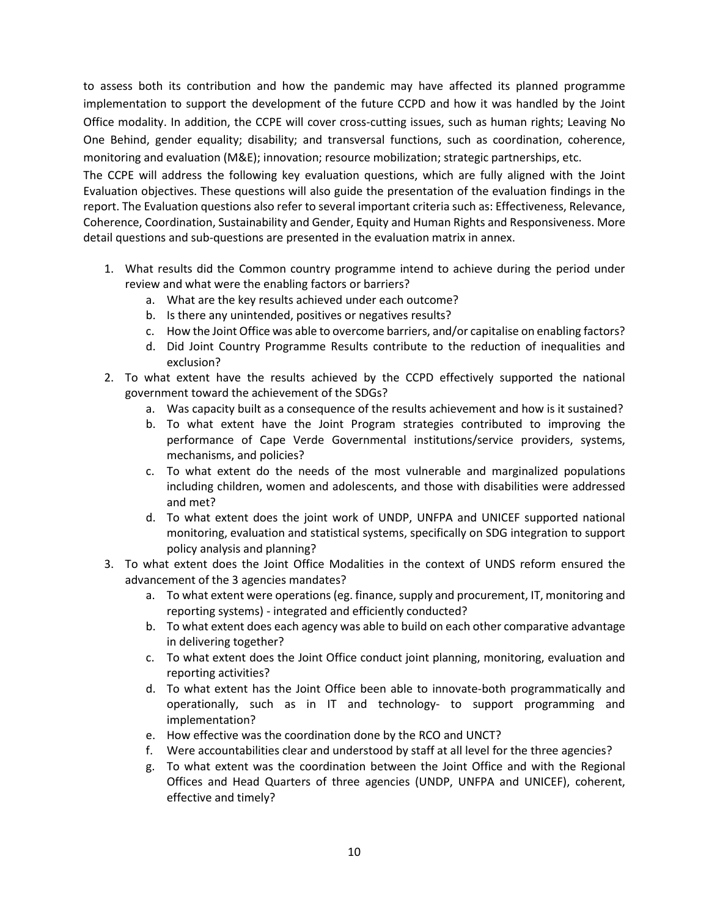to assess both its contribution and how the pandemic may have affected its planned programme implementation to support the development of the future CCPD and how it was handled by the Joint Office modality. In addition, the CCPE will cover cross-cutting issues, such as human rights; Leaving No One Behind, gender equality; disability; and transversal functions, such as coordination, coherence, monitoring and evaluation (M&E); innovation; resource mobilization; strategic partnerships, etc.

The CCPE will address the following key evaluation questions, which are fully aligned with the Joint Evaluation objectives. These questions will also guide the presentation of the evaluation findings in the report. The Evaluation questions also refer to several important criteria such as: Effectiveness, Relevance, Coherence, Coordination, Sustainability and Gender, Equity and Human Rights and Responsiveness. More detail questions and sub-questions are presented in the evaluation matrix in annex.

1. What results did the Common country programme intend to achieve during the period under review and what were the enabling factors or barriers?
   a. What are the key results achieved under each outcome?
   b. Is there any unintended, positives or negatives results?
   c. How the Joint Office was able to overcome barriers, and/or capitalise on enabling factors?
   d. Did Joint Country Programme Results contribute to the reduction of inequalities and exclusion?
2. To what extent have the results achieved by the CCPD effectively supported the national government toward the achievement of the SDGs?
   a. Was capacity built as a consequence of the results achievement and how is it sustained?
   b. To what extent have the Joint Program strategies contributed to improving the performance of Cape Verde Governmental institutions/service providers, systems, mechanisms, and policies?
   c. To what extent do the needs of the most vulnerable and marginalized populations including children, women and adolescents, and those with disabilities were addressed and met?
   d. To what extent does the joint work of UNDP, UNFPA and UNICEF supported national monitoring, evaluation and statistical systems, specifically on SDG integration to support policy analysis and planning?
3. To what extent does the Joint Office Modalities in the context of UNDS reform ensured the advancement of the 3 agencies mandates?
   a. To what extent were operations (eg. finance, supply and procurement, IT, monitoring and reporting systems) - integrated and efficiently conducted?
   b. To what extent does each agency was able to build on each other comparative advantage in delivering together?
   c. To what extent does the Joint Office conduct joint planning, monitoring, evaluation and reporting activities?
   d. To what extent has the Joint Office been able to innovate-both programmatically and operationally, such as in IT and technology- to support programming and implementation?
   e. How effective was the coordination done by the RCO and UNCT?
   f. Were accountabilities clear and understood by staff at all level for the three agencies?
   g. To what extent was the coordination between the Joint Office and with the Regional Offices and Head Quarters of three agencies (UNDP, UNFPA and UNICEF), coherent, effective and timely?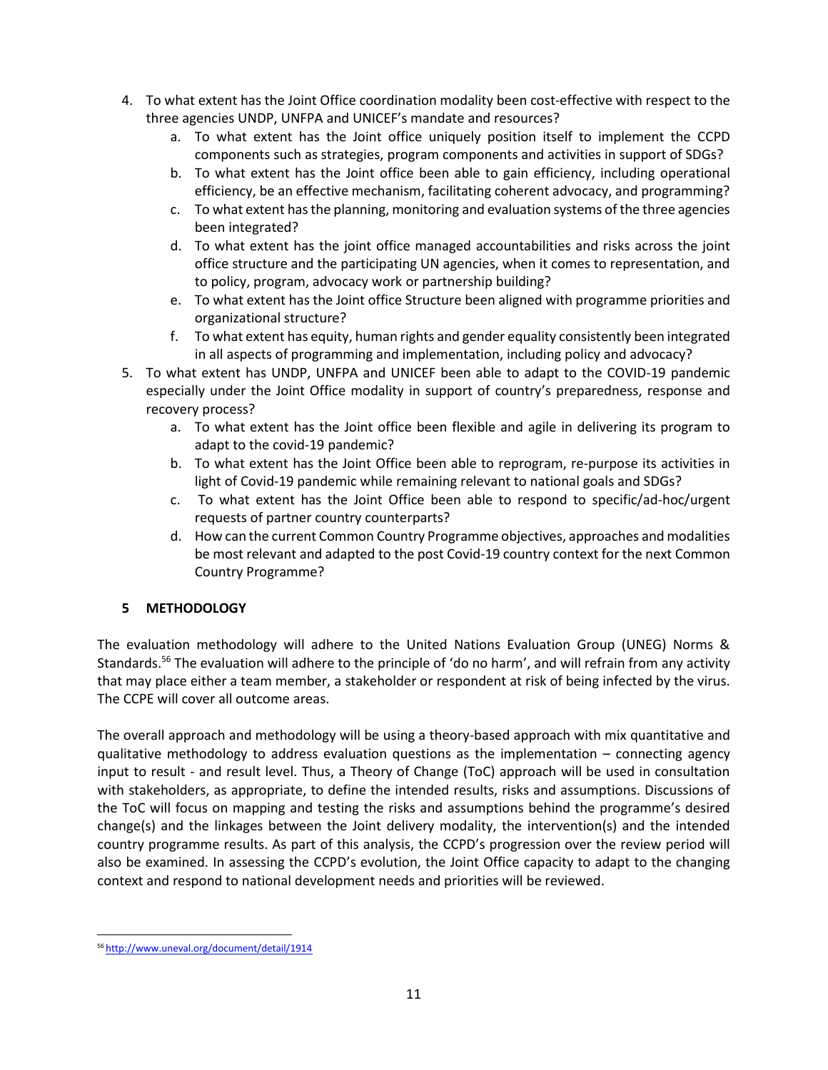4. To what extent has the Joint Office coordination modality been cost-effective with respect to the three agencies UNDP, UNFPA and UNICEF's mandate and resources?
    a. To what extent has the Joint office uniquely position itself to implement the CCPD components such as strategies, program components and activities in support of SDGs?
    b. To what extent has the Joint office been able to gain efficiency, including operational efficiency, be an effective mechanism, facilitating coherent advocacy, and programming?
    c. To what extent has the planning, monitoring and evaluation systems of the three agencies been integrated?
    d. To what extent has the joint office managed accountabilities and risks across the joint office structure and the participating UN agencies, when it comes to representation, and to policy, program, advocacy work or partnership building?
    e. To what extent has the Joint office Structure been aligned with programme priorities and organizational structure?
    f. To what extent has equity, human rights and gender equality consistently been integrated in all aspects of programming and implementation, including policy and advocacy?
5. To what extent has UNDP, UNFPA and UNICEF been able to adapt to the COVID-19 pandemic especially under the Joint Office modality in support of country's preparedness, response and recovery process?
    a. To what extent has the Joint office been flexible and agile in delivering its program to adapt to the covid-19 pandemic?
    b. To what extent has the Joint Office been able to reprogram, re-purpose its activities in light of Covid-19 pandemic while remaining relevant to national goals and SDGs?
    c. To what extent has the Joint Office been able to respond to specific/ad-hoc/urgent requests of partner country counterparts?
    d. How can the current Common Country Programme objectives, approaches and modalities be most relevant and adapted to the post Covid-19 country context for the next Common Country Programme?

## 5 METHODOLOGY

The evaluation methodology will adhere to the United Nations Evaluation Group (UNEG) Norms & Standards.[56] The evaluation will adhere to the principle of 'do no harm', and will refrain from any activity that may place either a team member, a stakeholder or respondent at risk of being infected by the virus. The CCPE will cover all outcome areas.

The overall approach and methodology will be using a theory-based approach with mix quantitative and qualitative methodology to address evaluation questions as the implementation – connecting agency input to result - and result level. Thus, a Theory of Change (ToC) approach will be used in consultation with stakeholders, as appropriate, to define the intended results, risks and assumptions. Discussions of the ToC will focus on mapping and testing the risks and assumptions behind the programme's desired change(s) and the linkages between the Joint delivery modality, the intervention(s) and the intended country programme results. As part of this analysis, the CCPD's progression over the review period will also be examined. In assessing the CCPD's evolution, the Joint Office capacity to adapt to the changing context and respond to national development needs and priorities will be reviewed.

[56] http://www.uneval.org/document/detail/1914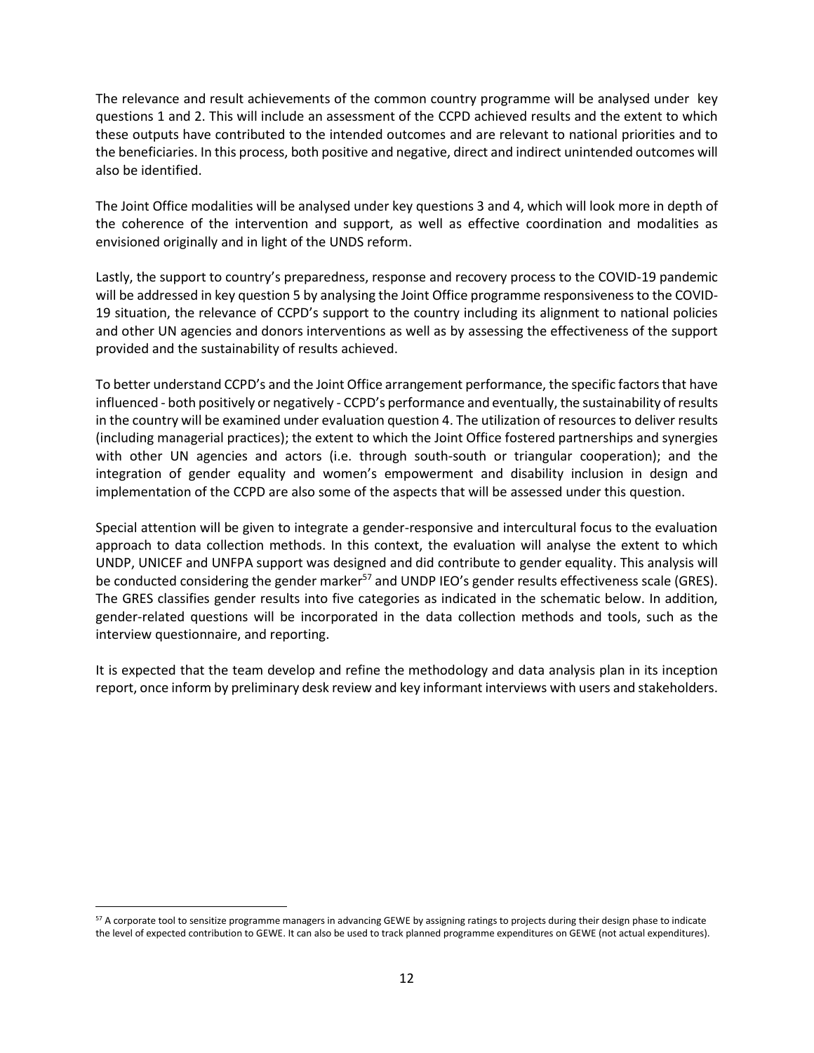The relevance and result achievements of the common country programme will be analysed under key questions 1 and 2. This will include an assessment of the CCPD achieved results and the extent to which these outputs have contributed to the intended outcomes and are relevant to national priorities and to the beneficiaries. In this process, both positive and negative, direct and indirect unintended outcomes will also be identified.

The Joint Office modalities will be analysed under key questions 3 and 4, which will look more in depth of the coherence of the intervention and support, as well as effective coordination and modalities as envisioned originally and in light of the UNDS reform.

Lastly, the support to country's preparedness, response and recovery process to the COVID-19 pandemic will be addressed in key question 5 by analysing the Joint Office programme responsiveness to the COVID-19 situation, the relevance of CCPD's support to the country including its alignment to national policies and other UN agencies and donors interventions as well as by assessing the effectiveness of the support provided and the sustainability of results achieved.

To better understand CCPD's and the Joint Office arrangement performance, the specific factors that have influenced - both positively or negatively - CCPD's performance and eventually, the sustainability of results in the country will be examined under evaluation question 4. The utilization of resources to deliver results (including managerial practices); the extent to which the Joint Office fostered partnerships and synergies with other UN agencies and actors (i.e. through south-south or triangular cooperation); and the integration of gender equality and women's empowerment and disability inclusion in design and implementation of the CCPD are also some of the aspects that will be assessed under this question.

Special attention will be given to integrate a gender-responsive and intercultural focus to the evaluation approach to data collection methods. In this context, the evaluation will analyse the extent to which UNDP, UNICEF and UNFPA support was designed and did contribute to gender equality. This analysis will be conducted considering the gender marker[57] and UNDP IEO's gender results effectiveness scale (GRES). The GRES classifies gender results into five categories as indicated in the schematic below. In addition, gender-related questions will be incorporated in the data collection methods and tools, such as the interview questionnaire, and reporting.

It is expected that the team develop and refine the methodology and data analysis plan in its inception report, once inform by preliminary desk review and key informant interviews with users and stakeholders.

---

[57] A corporate tool to sensitize programme managers in advancing GEWE by assigning ratings to projects during their design phase to indicate the level of expected contribution to GEWE. It can also be used to track planned programme expenditures on GEWE (not actual expenditures).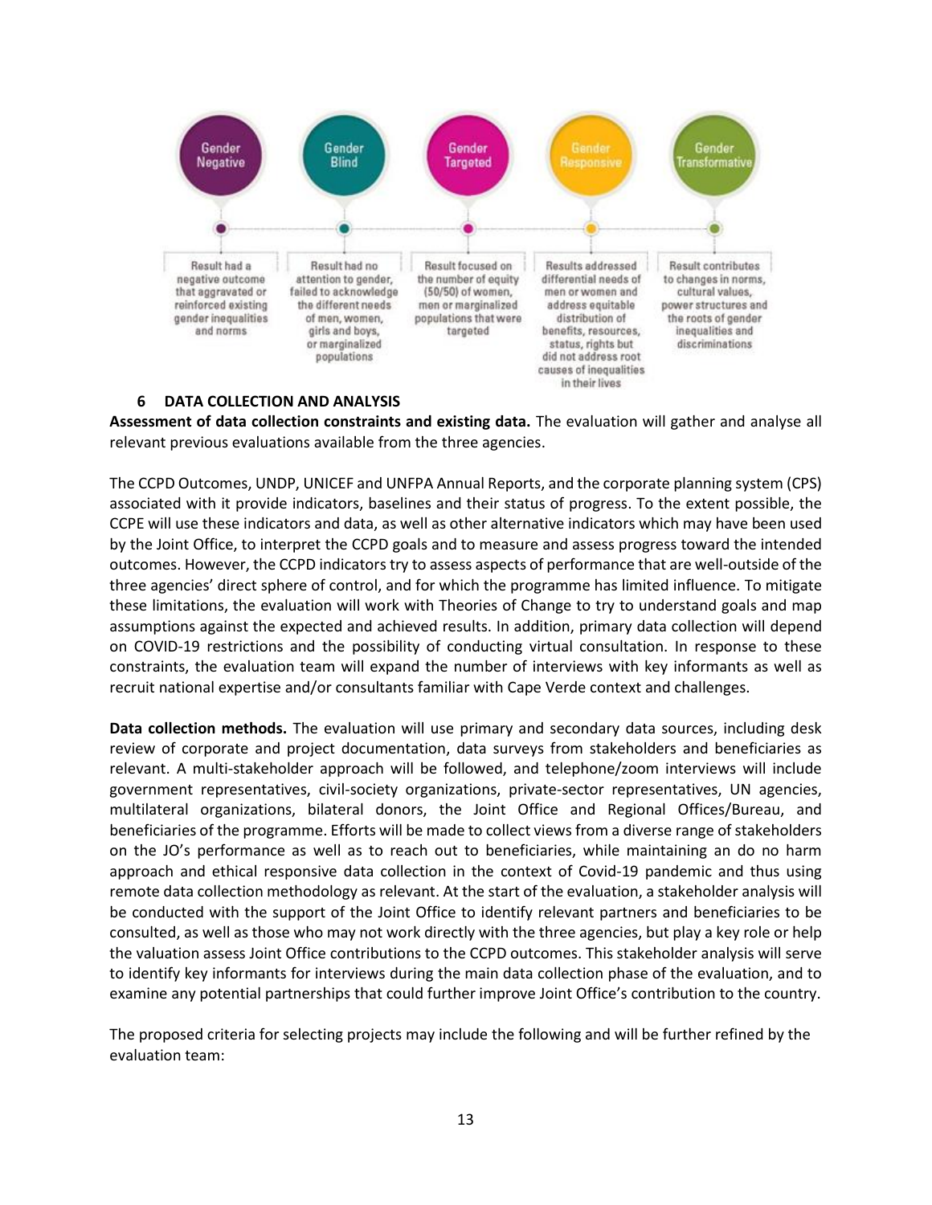| Gender Negative | Gender Blind | Gender Targeted | Gender Responsive | Gender Transformative |
|---|---|---|---|---|
| Result had a negative outcome that aggravated or reinforced existing gender inequalities and norms | Result had no attention to gender, failed to acknowledge the different needs of men, women, girls and boys, or marginalized populations | Result focused on the number of equity (50/50) of women, men or marginalized populations that were targeted | Results addressed differential needs of men or women and address equitable distribution of benefits, resources, status, rights but did not address root causes of inequalities in their lives | Result contributes to changes in norms, cultural values, power structures and the roots of gender inequalities and discriminations |

## 6 DATA COLLECTION AND ANALYSIS

**Assessment of data collection constraints and existing data.** The evaluation will gather and analyse all relevant previous evaluations available from the three agencies.

The CCPD Outcomes, UNDP, UNICEF and UNFPA Annual Reports, and the corporate planning system (CPS) associated with it provide indicators, baselines and their status of progress. To the extent possible, the CCPE will use these indicators and data, as well as other alternative indicators which may have been used by the Joint Office, to interpret the CCPD goals and to measure and assess progress toward the intended outcomes. However, the CCPD indicators try to assess aspects of performance that are well-outside of the three agencies' direct sphere of control, and for which the programme has limited influence. To mitigate these limitations, the evaluation will work with Theories of Change to try to understand goals and map assumptions against the expected and achieved results. In addition, primary data collection will depend on COVID-19 restrictions and the possibility of conducting virtual consultation. In response to these constraints, the evaluation team will expand the number of interviews with key informants as well as recruit national expertise and/or consultants familiar with Cape Verde context and challenges.

**Data collection methods.** The evaluation will use primary and secondary data sources, including desk review of corporate and project documentation, data surveys from stakeholders and beneficiaries as relevant. A multi-stakeholder approach will be followed, and telephone/zoom interviews will include government representatives, civil-society organizations, private-sector representatives, UN agencies, multilateral organizations, bilateral donors, the Joint Office and Regional Offices/Bureau, and beneficiaries of the programme. Efforts will be made to collect views from a diverse range of stakeholders on the JO's performance as well as to reach out to beneficiaries, while maintaining an do no harm approach and ethical responsive data collection in the context of Covid-19 pandemic and thus using remote data collection methodology as relevant. At the start of the evaluation, a stakeholder analysis will be conducted with the support of the Joint Office to identify relevant partners and beneficiaries to be consulted, as well as those who may not work directly with the three agencies, but play a key role or help the valuation assess Joint Office contributions to the CCPD outcomes. This stakeholder analysis will serve to identify key informants for interviews during the main data collection phase of the evaluation, and to examine any potential partnerships that could further improve Joint Office's contribution to the country.

The proposed criteria for selecting projects may include the following and will be further refined by the evaluation team: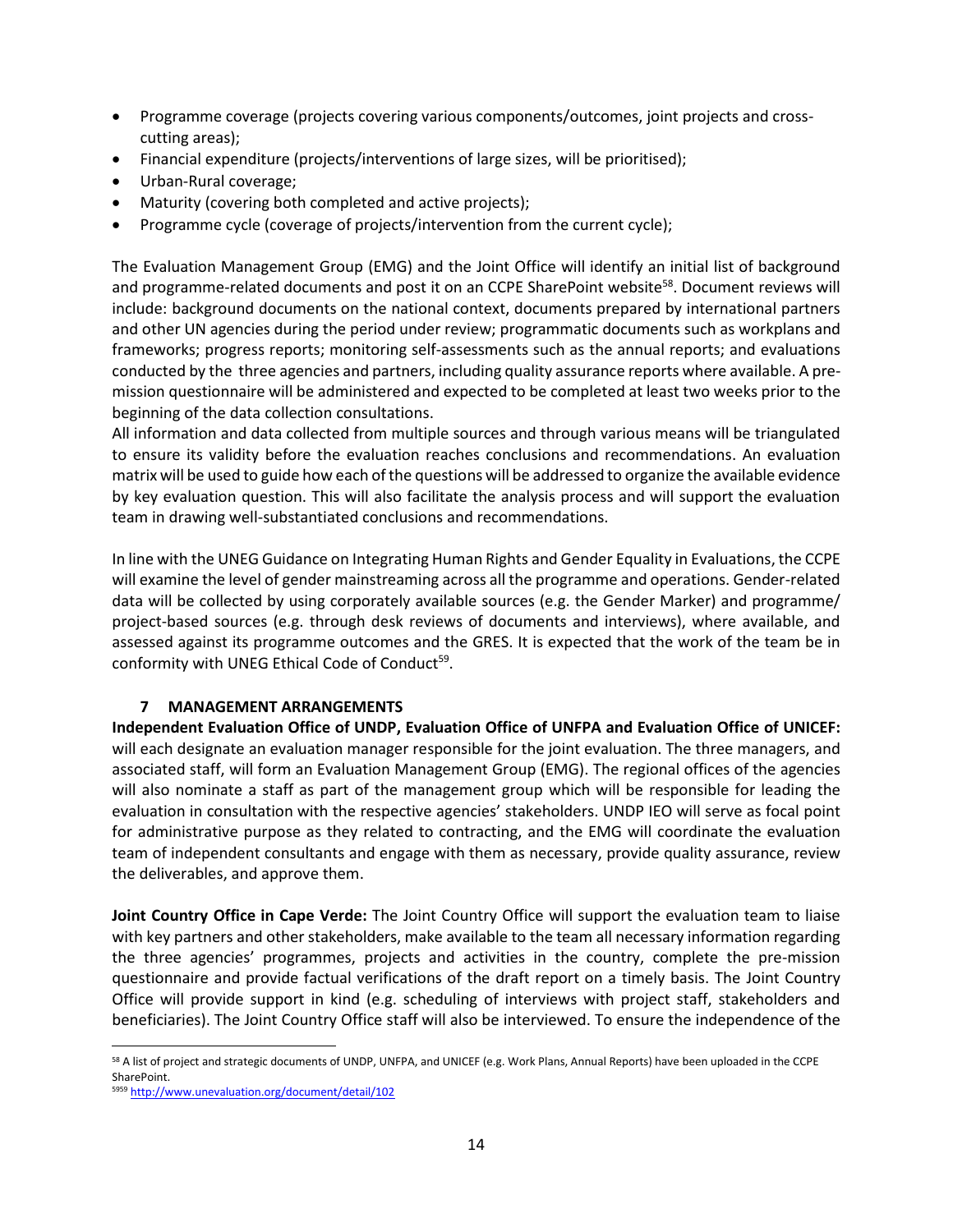- Programme coverage (projects covering various components/outcomes, joint projects and cross-cutting areas);
- Financial expenditure (projects/interventions of large sizes, will be prioritised);
- Urban-Rural coverage;
- Maturity (covering both completed and active projects);
- Programme cycle (coverage of projects/intervention from the current cycle);

The Evaluation Management Group (EMG) and the Joint Office will identify an initial list of background and programme-related documents and post it on an CCPE SharePoint website[58]. Document reviews will include: background documents on the national context, documents prepared by international partners and other UN agencies during the period under review; programmatic documents such as workplans and frameworks; progress reports; monitoring self-assessments such as the annual reports; and evaluations conducted by the three agencies and partners, including quality assurance reports where available. A pre-mission questionnaire will be administered and expected to be completed at least two weeks prior to the beginning of the data collection consultations.

All information and data collected from multiple sources and through various means will be triangulated to ensure its validity before the evaluation reaches conclusions and recommendations. An evaluation matrix will be used to guide how each of the questions will be addressed to organize the available evidence by key evaluation question. This will also facilitate the analysis process and will support the evaluation team in drawing well-substantiated conclusions and recommendations.

In line with the UNEG Guidance on Integrating Human Rights and Gender Equality in Evaluations, the CCPE will examine the level of gender mainstreaming across all the programme and operations. Gender-related data will be collected by using corporately available sources (e.g. the Gender Marker) and programme/ project-based sources (e.g. through desk reviews of documents and interviews), where available, and assessed against its programme outcomes and the GRES. It is expected that the work of the team be in conformity with UNEG Ethical Code of Conduct[59].

## 7 MANAGEMENT ARRANGEMENTS

**Independent Evaluation Office of UNDP, Evaluation Office of UNFPA and Evaluation Office of UNICEF:** will each designate an evaluation manager responsible for the joint evaluation. The three managers, and associated staff, will form an Evaluation Management Group (EMG). The regional offices of the agencies will also nominate a staff as part of the management group which will be responsible for leading the evaluation in consultation with the respective agencies' stakeholders. UNDP IEO will serve as focal point for administrative purpose as they related to contracting, and the EMG will coordinate the evaluation team of independent consultants and engage with them as necessary, provide quality assurance, review the deliverables, and approve them.

**Joint Country Office in Cape Verde:** The Joint Country Office will support the evaluation team to liaise with key partners and other stakeholders, make available to the team all necessary information regarding the three agencies' programmes, projects and activities in the country, complete the pre-mission questionnaire and provide factual verifications of the draft report on a timely basis. The Joint Country Office will provide support in kind (e.g. scheduling of interviews with project staff, stakeholders and beneficiaries). The Joint Country Office staff will also be interviewed. To ensure the independence of the

---

[58] A list of project and strategic documents of UNDP, UNFPA, and UNICEF (e.g. Work Plans, Annual Reports) have been uploaded in the CCPE SharePoint.

[5959] http://www.unevaluation.org/document/detail/102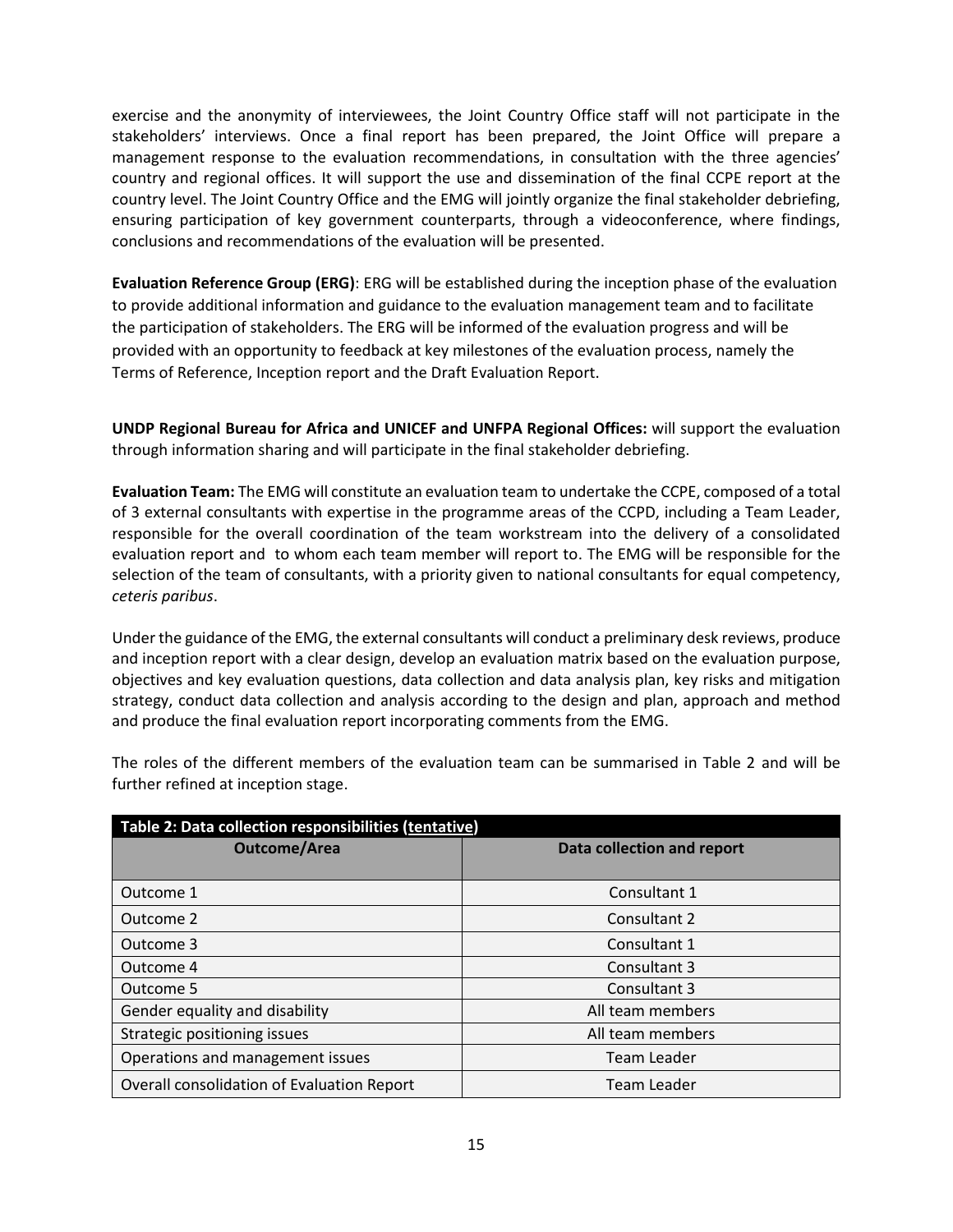exercise and the anonymity of interviewees, the Joint Country Office staff will not participate in the stakeholders' interviews. Once a final report has been prepared, the Joint Office will prepare a management response to the evaluation recommendations, in consultation with the three agencies' country and regional offices. It will support the use and dissemination of the final CCPE report at the country level. The Joint Country Office and the EMG will jointly organize the final stakeholder debriefing, ensuring participation of key government counterparts, through a videoconference, where findings, conclusions and recommendations of the evaluation will be presented.

**Evaluation Reference Group (ERG)**: ERG will be established during the inception phase of the evaluation to provide additional information and guidance to the evaluation management team and to facilitate the participation of stakeholders. The ERG will be informed of the evaluation progress and will be provided with an opportunity to feedback at key milestones of the evaluation process, namely the Terms of Reference, Inception report and the Draft Evaluation Report.

**UNDP Regional Bureau for Africa and UNICEF and UNFPA Regional Offices:** will support the evaluation through information sharing and will participate in the final stakeholder debriefing.

**Evaluation Team:** The EMG will constitute an evaluation team to undertake the CCPE, composed of a total of 3 external consultants with expertise in the programme areas of the CCPD, including a Team Leader, responsible for the overall coordination of the team workstream into the delivery of a consolidated evaluation report and to whom each team member will report to. The EMG will be responsible for the selection of the team of consultants, with a priority given to national consultants for equal competency, *ceteris paribus*.

Under the guidance of the EMG, the external consultants will conduct a preliminary desk reviews, produce and inception report with a clear design, develop an evaluation matrix based on the evaluation purpose, objectives and key evaluation questions, data collection and data analysis plan, key risks and mitigation strategy, conduct data collection and analysis according to the design and plan, approach and method and produce the final evaluation report incorporating comments from the EMG.

The roles of the different members of the evaluation team can be summarised in Table 2 and will be further refined at inception stage.

**Table 2: Data collection responsibilities (tentative)**

| Outcome/Area | Data collection and report |
|---|---|
| Outcome 1 | Consultant 1 |
| Outcome 2 | Consultant 2 |
| Outcome 3 | Consultant 1 |
| Outcome 4 | Consultant 3 |
| Outcome 5 | Consultant 3 |
| Gender equality and disability | All team members |
| Strategic positioning issues | All team members |
| Operations and management issues | Team Leader |
| Overall consolidation of Evaluation Report | Team Leader |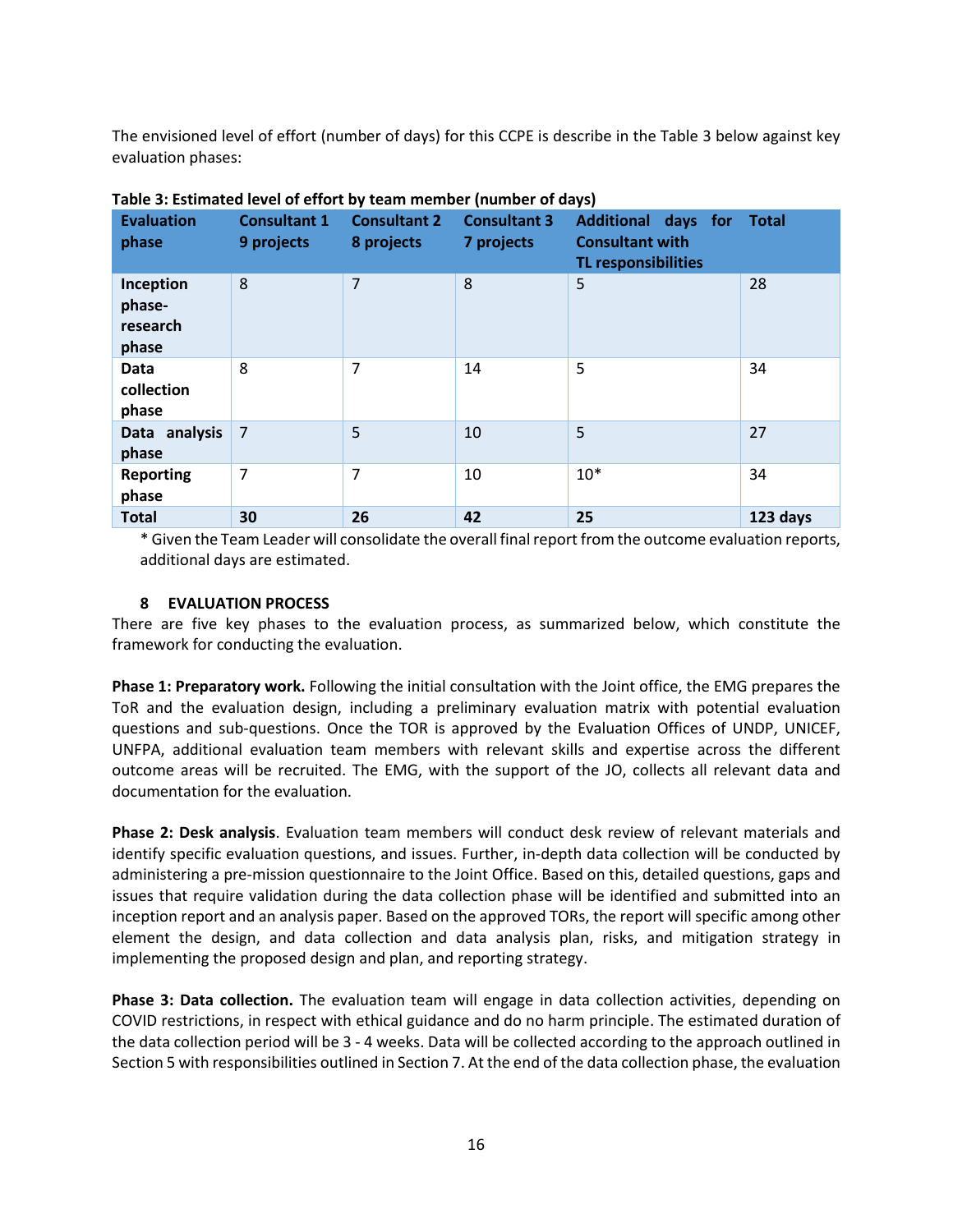The envisioned level of effort (number of days) for this CCPE is describe in the Table 3 below against key evaluation phases:

**Table 3: Estimated level of effort by team member (number of days)**

| Evaluation phase | Consultant 1 9 projects | Consultant 2 8 projects | Consultant 3 7 projects | Additional days for Consultant with TL responsibilities | Total |
|---|---|---|---|---|---|
| **Inception phase- research phase** | 8 | 7 | 8 | 5 | 28 |
| **Data collection phase** | 8 | 7 | 14 | 5 | 34 |
| **Data analysis phase** | 7 | 5 | 10 | 5 | 27 |
| **Reporting phase** | 7 | 7 | 10 | 10* | 34 |
| **Total** | **30** | **26** | **42** | **25** | **123 days** |

\* Given the Team Leader will consolidate the overall final report from the outcome evaluation reports, additional days are estimated.

## 8 EVALUATION PROCESS

There are five key phases to the evaluation process, as summarized below, which constitute the framework for conducting the evaluation.

**Phase 1: Preparatory work.** Following the initial consultation with the Joint office, the EMG prepares the ToR and the evaluation design, including a preliminary evaluation matrix with potential evaluation questions and sub-questions. Once the TOR is approved by the Evaluation Offices of UNDP, UNICEF, UNFPA, additional evaluation team members with relevant skills and expertise across the different outcome areas will be recruited. The EMG, with the support of the JO, collects all relevant data and documentation for the evaluation.

**Phase 2: Desk analysis**. Evaluation team members will conduct desk review of relevant materials and identify specific evaluation questions, and issues. Further, in-depth data collection will be conducted by administering a pre-mission questionnaire to the Joint Office. Based on this, detailed questions, gaps and issues that require validation during the data collection phase will be identified and submitted into an inception report and an analysis paper. Based on the approved TORs, the report will specific among other element the design, and data collection and data analysis plan, risks, and mitigation strategy in implementing the proposed design and plan, and reporting strategy.

**Phase 3: Data collection.** The evaluation team will engage in data collection activities, depending on COVID restrictions, in respect with ethical guidance and do no harm principle. The estimated duration of the data collection period will be 3 - 4 weeks. Data will be collected according to the approach outlined in Section 5 with responsibilities outlined in Section 7. At the end of the data collection phase, the evaluation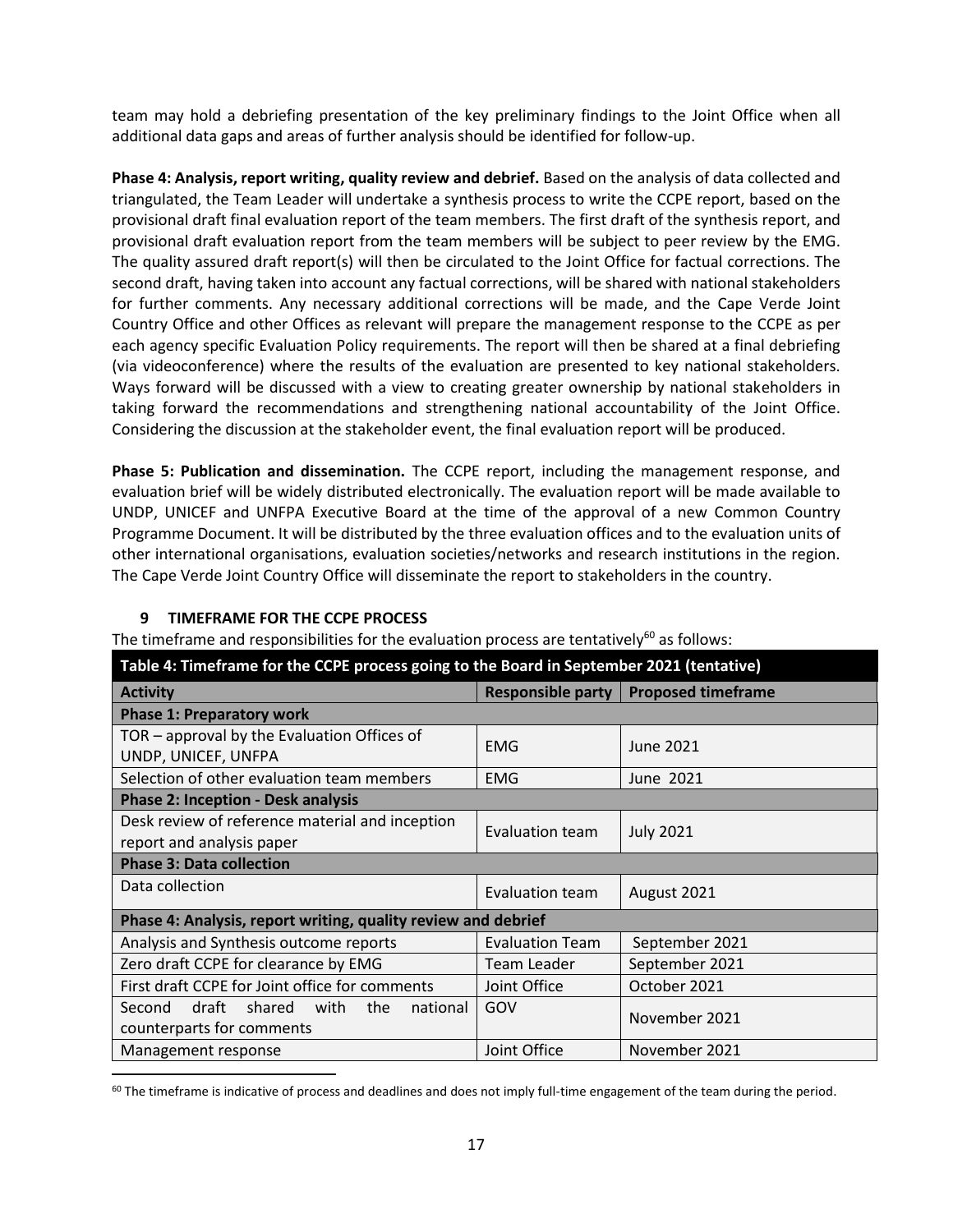team may hold a debriefing presentation of the key preliminary findings to the Joint Office when all additional data gaps and areas of further analysis should be identified for follow-up.

**Phase 4: Analysis, report writing, quality review and debrief.** Based on the analysis of data collected and triangulated, the Team Leader will undertake a synthesis process to write the CCPE report, based on the provisional draft final evaluation report of the team members. The first draft of the synthesis report, and provisional draft evaluation report from the team members will be subject to peer review by the EMG. The quality assured draft report(s) will then be circulated to the Joint Office for factual corrections. The second draft, having taken into account any factual corrections, will be shared with national stakeholders for further comments. Any necessary additional corrections will be made, and the Cape Verde Joint Country Office and other Offices as relevant will prepare the management response to the CCPE as per each agency specific Evaluation Policy requirements. The report will then be shared at a final debriefing (via videoconference) where the results of the evaluation are presented to key national stakeholders. Ways forward will be discussed with a view to creating greater ownership by national stakeholders in taking forward the recommendations and strengthening national accountability of the Joint Office. Considering the discussion at the stakeholder event, the final evaluation report will be produced.

**Phase 5: Publication and dissemination.** The CCPE report, including the management response, and evaluation brief will be widely distributed electronically. The evaluation report will be made available to UNDP, UNICEF and UNFPA Executive Board at the time of the approval of a new Common Country Programme Document. It will be distributed by the three evaluation offices and to the evaluation units of other international organisations, evaluation societies/networks and research institutions in the region. The Cape Verde Joint Country Office will disseminate the report to stakeholders in the country.

## 9 TIMEFRAME FOR THE CCPE PROCESS

The timeframe and responsibilities for the evaluation process are tentatively[60] as follows:

| Table 4: Timeframe for the CCPE process going to the Board in September 2021 (tentative) | | |
|---|---|---|
| **Activity** | **Responsible party** | **Proposed timeframe** |
| **Phase 1: Preparatory work** | | |
| TOR – approval by the Evaluation Offices of UNDP, UNICEF, UNFPA | EMG | June 2021 |
| Selection of other evaluation team members | EMG | June 2021 |
| **Phase 2: Inception - Desk analysis** | | |
| Desk review of reference material and inception report and analysis paper | Evaluation team | July 2021 |
| **Phase 3: Data collection** | | |
| Data collection | Evaluation team | August 2021 |
| **Phase 4: Analysis, report writing, quality review and debrief** | | |
| Analysis and Synthesis outcome reports | Evaluation Team | September 2021 |
| Zero draft CCPE for clearance by EMG | Team Leader | September 2021 |
| First draft CCPE for Joint office for comments | Joint Office | October 2021 |
| Second draft shared with the national counterparts for comments | GOV | November 2021 |
| Management response | Joint Office | November 2021 |

[60] The timeframe is indicative of process and deadlines and does not imply full-time engagement of the team during the period.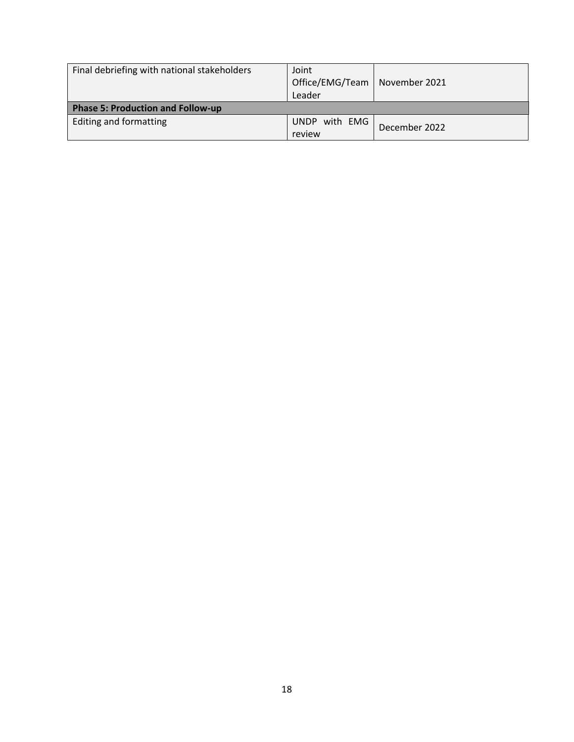| | | |
|---|---|---|
| Final debriefing with national stakeholders | Joint Office/EMG/Team Leader | November 2021 |
| **Phase 5: Production and Follow-up** | | |
| Editing and formatting | UNDP with EMG review | December 2022 |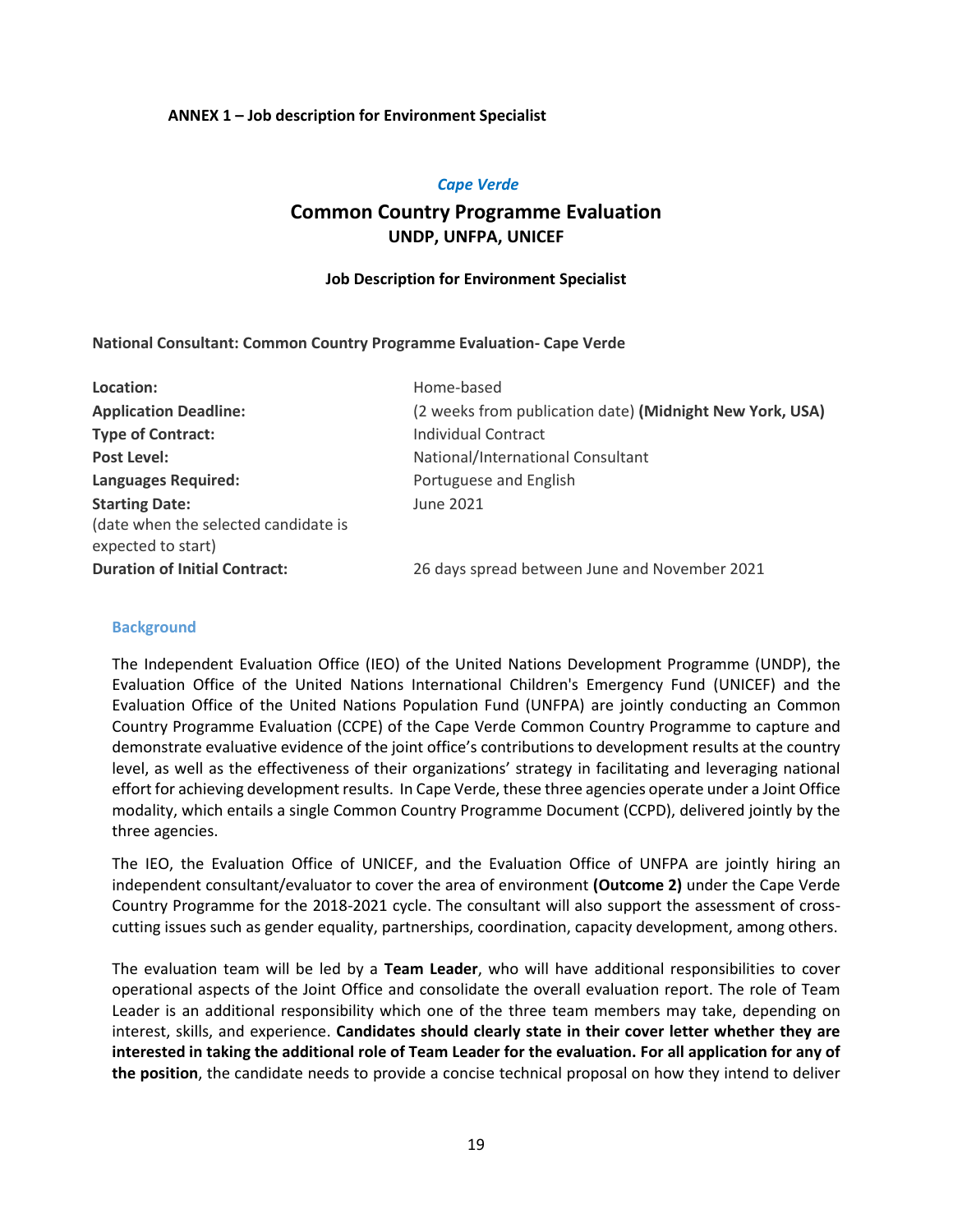**ANNEX 1 – Job description for Environment Specialist**

*Cape Verde*

## Common Country Programme Evaluation
### UNDP, UNFPA, UNICEF

**Job Description for Environment Specialist**

**National Consultant: Common Country Programme Evaluation- Cape Verde**

| | |
|---|---|
| **Location:** | Home-based |
| **Application Deadline:** | (2 weeks from publication date) **(Midnight New York, USA)** |
| **Type of Contract:** | Individual Contract |
| **Post Level:** | National/International Consultant |
| **Languages Required:** | Portuguese and English |
| **Starting Date:** (date when the selected candidate is expected to start) | June 2021 |
| **Duration of Initial Contract:** | 26 days spread between June and November 2021 |

### Background

The Independent Evaluation Office (IEO) of the United Nations Development Programme (UNDP), the Evaluation Office of the United Nations International Children's Emergency Fund (UNICEF) and the Evaluation Office of the United Nations Population Fund (UNFPA) are jointly conducting an Common Country Programme Evaluation (CCPE) of the Cape Verde Common Country Programme to capture and demonstrate evaluative evidence of the joint office's contributions to development results at the country level, as well as the effectiveness of their organizations' strategy in facilitating and leveraging national effort for achieving development results. In Cape Verde, these three agencies operate under a Joint Office modality, which entails a single Common Country Programme Document (CCPD), delivered jointly by the three agencies.

The IEO, the Evaluation Office of UNICEF, and the Evaluation Office of UNFPA are jointly hiring an independent consultant/evaluator to cover the area of environment **(Outcome 2)** under the Cape Verde Country Programme for the 2018-2021 cycle. The consultant will also support the assessment of cross-cutting issues such as gender equality, partnerships, coordination, capacity development, among others.

The evaluation team will be led by a **Team Leader**, who will have additional responsibilities to cover operational aspects of the Joint Office and consolidate the overall evaluation report. The role of Team Leader is an additional responsibility which one of the three team members may take, depending on interest, skills, and experience. **Candidates should clearly state in their cover letter whether they are interested in taking the additional role of Team Leader for the evaluation. For all application for any of the position**, the candidate needs to provide a concise technical proposal on how they intend to deliver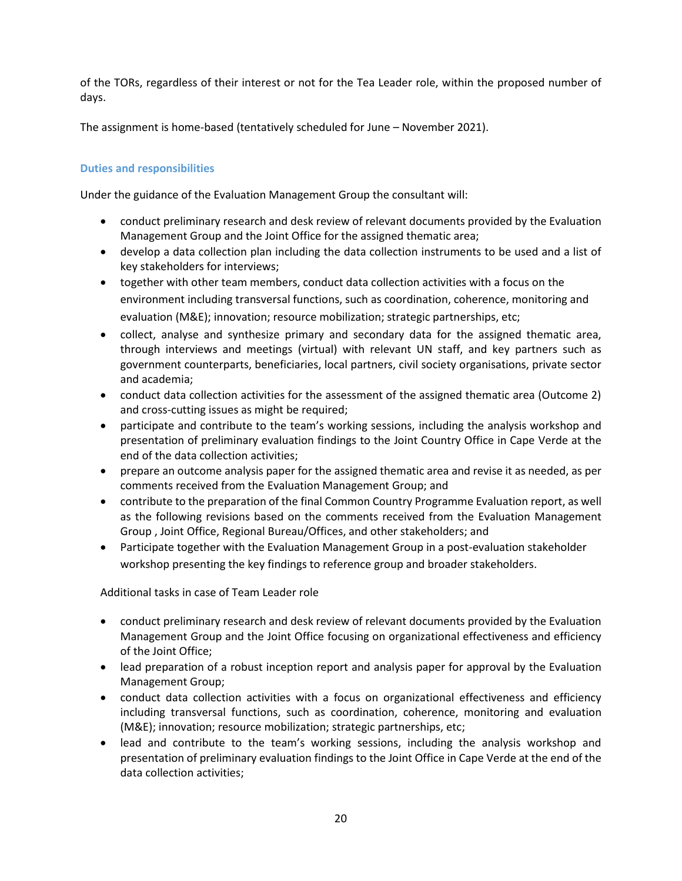of the TORs, regardless of their interest or not for the Tea Leader role, within the proposed number of days.

The assignment is home-based (tentatively scheduled for June – November 2021).

### Duties and responsibilities

Under the guidance of the Evaluation Management Group the consultant will:

- conduct preliminary research and desk review of relevant documents provided by the Evaluation Management Group and the Joint Office for the assigned thematic area;
- develop a data collection plan including the data collection instruments to be used and a list of key stakeholders for interviews;
- together with other team members, conduct data collection activities with a focus on the environment including transversal functions, such as coordination, coherence, monitoring and evaluation (M&E); innovation; resource mobilization; strategic partnerships, etc;
- collect, analyse and synthesize primary and secondary data for the assigned thematic area, through interviews and meetings (virtual) with relevant UN staff, and key partners such as government counterparts, beneficiaries, local partners, civil society organisations, private sector and academia;
- conduct data collection activities for the assessment of the assigned thematic area (Outcome 2) and cross-cutting issues as might be required;
- participate and contribute to the team's working sessions, including the analysis workshop and presentation of preliminary evaluation findings to the Joint Country Office in Cape Verde at the end of the data collection activities;
- prepare an outcome analysis paper for the assigned thematic area and revise it as needed, as per comments received from the Evaluation Management Group; and
- contribute to the preparation of the final Common Country Programme Evaluation report, as well as the following revisions based on the comments received from the Evaluation Management Group , Joint Office, Regional Bureau/Offices, and other stakeholders; and
- Participate together with the Evaluation Management Group in a post-evaluation stakeholder workshop presenting the key findings to reference group and broader stakeholders.

Additional tasks in case of Team Leader role

- conduct preliminary research and desk review of relevant documents provided by the Evaluation Management Group and the Joint Office focusing on organizational effectiveness and efficiency of the Joint Office;
- lead preparation of a robust inception report and analysis paper for approval by the Evaluation Management Group;
- conduct data collection activities with a focus on organizational effectiveness and efficiency including transversal functions, such as coordination, coherence, monitoring and evaluation (M&E); innovation; resource mobilization; strategic partnerships, etc;
- lead and contribute to the team's working sessions, including the analysis workshop and presentation of preliminary evaluation findings to the Joint Office in Cape Verde at the end of the data collection activities;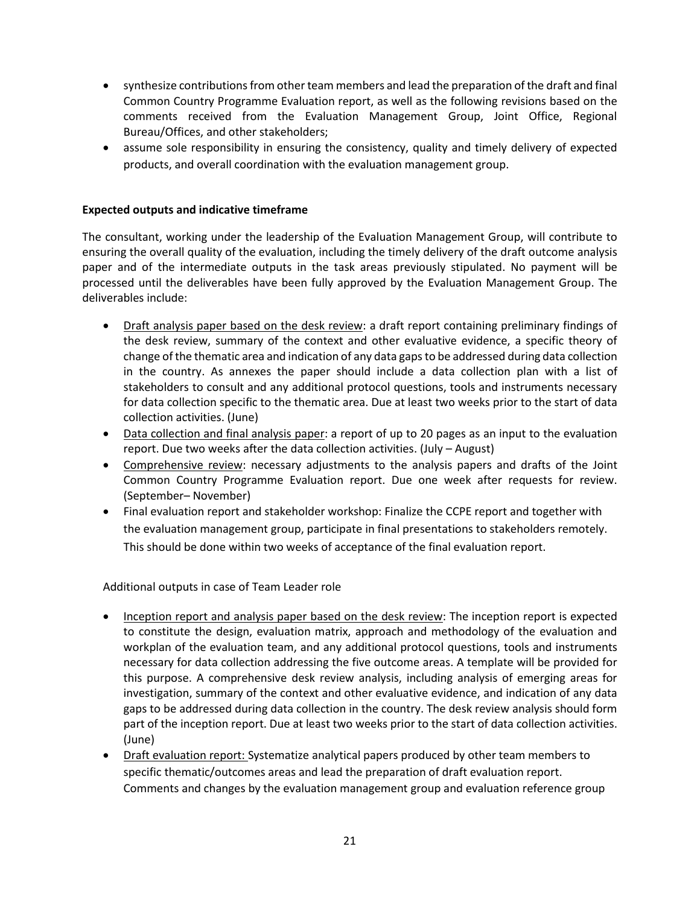- synthesize contributions from other team members and lead the preparation of the draft and final Common Country Programme Evaluation report, as well as the following revisions based on the comments received from the Evaluation Management Group, Joint Office, Regional Bureau/Offices, and other stakeholders;
- assume sole responsibility in ensuring the consistency, quality and timely delivery of expected products, and overall coordination with the evaluation management group.

**Expected outputs and indicative timeframe**

The consultant, working under the leadership of the Evaluation Management Group, will contribute to ensuring the overall quality of the evaluation, including the timely delivery of the draft outcome analysis paper and of the intermediate outputs in the task areas previously stipulated. No payment will be processed until the deliverables have been fully approved by the Evaluation Management Group. The deliverables include:

- Draft analysis paper based on the desk review: a draft report containing preliminary findings of the desk review, summary of the context and other evaluative evidence, a specific theory of change of the thematic area and indication of any data gaps to be addressed during data collection in the country. As annexes the paper should include a data collection plan with a list of stakeholders to consult and any additional protocol questions, tools and instruments necessary for data collection specific to the thematic area. Due at least two weeks prior to the start of data collection activities. (June)
- Data collection and final analysis paper: a report of up to 20 pages as an input to the evaluation report. Due two weeks after the data collection activities. (July – August)
- Comprehensive review: necessary adjustments to the analysis papers and drafts of the Joint Common Country Programme Evaluation report. Due one week after requests for review. (September– November)
- Final evaluation report and stakeholder workshop: Finalize the CCPE report and together with the evaluation management group, participate in final presentations to stakeholders remotely. This should be done within two weeks of acceptance of the final evaluation report.

Additional outputs in case of Team Leader role

- Inception report and analysis paper based on the desk review: The inception report is expected to constitute the design, evaluation matrix, approach and methodology of the evaluation and workplan of the evaluation team, and any additional protocol questions, tools and instruments necessary for data collection addressing the five outcome areas. A template will be provided for this purpose. A comprehensive desk review analysis, including analysis of emerging areas for investigation, summary of the context and other evaluative evidence, and indication of any data gaps to be addressed during data collection in the country. The desk review analysis should form part of the inception report. Due at least two weeks prior to the start of data collection activities. (June)
- Draft evaluation report: Systematize analytical papers produced by other team members to specific thematic/outcomes areas and lead the preparation of draft evaluation report. Comments and changes by the evaluation management group and evaluation reference group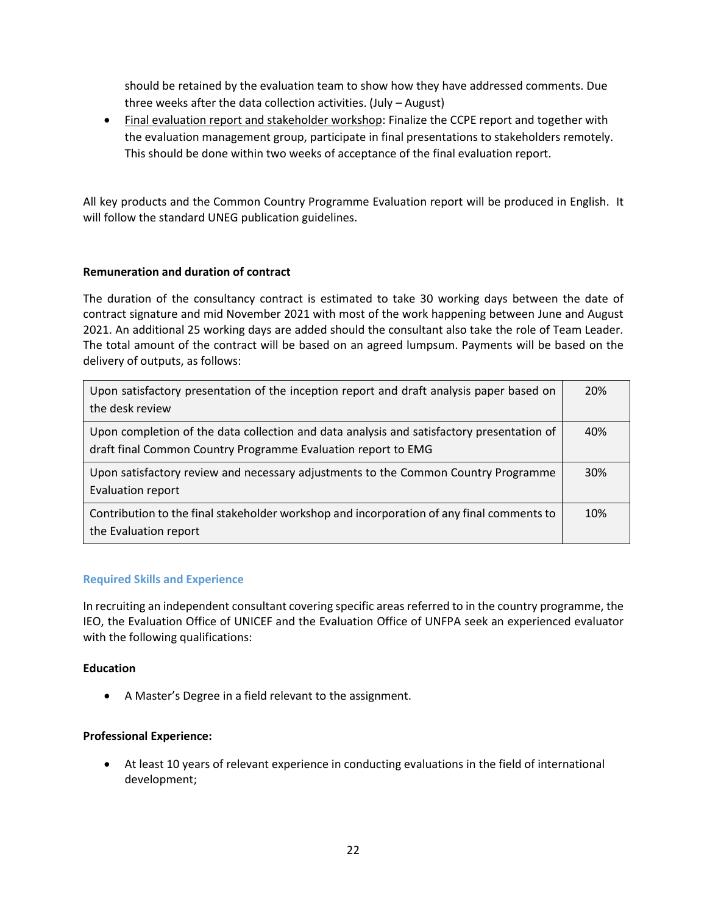should be retained by the evaluation team to show how they have addressed comments. Due three weeks after the data collection activities. (July – August)

- Final evaluation report and stakeholder workshop: Finalize the CCPE report and together with the evaluation management group, participate in final presentations to stakeholders remotely. This should be done within two weeks of acceptance of the final evaluation report.

All key products and the Common Country Programme Evaluation report will be produced in English. It will follow the standard UNEG publication guidelines.

**Remuneration and duration of contract**

The duration of the consultancy contract is estimated to take 30 working days between the date of contract signature and mid November 2021 with most of the work happening between June and August 2021. An additional 25 working days are added should the consultant also take the role of Team Leader. The total amount of the contract will be based on an agreed lumpsum. Payments will be based on the delivery of outputs, as follows:

| | |
|---|---|
| Upon satisfactory presentation of the inception report and draft analysis paper based on the desk review | 20% |
| Upon completion of the data collection and data analysis and satisfactory presentation of draft final Common Country Programme Evaluation report to EMG | 40% |
| Upon satisfactory review and necessary adjustments to the Common Country Programme Evaluation report | 30% |
| Contribution to the final stakeholder workshop and incorporation of any final comments to the Evaluation report | 10% |

## Required Skills and Experience

In recruiting an independent consultant covering specific areas referred to in the country programme, the IEO, the Evaluation Office of UNICEF and the Evaluation Office of UNFPA seek an experienced evaluator with the following qualifications:

**Education**

- A Master's Degree in a field relevant to the assignment.

**Professional Experience:**

- At least 10 years of relevant experience in conducting evaluations in the field of international development;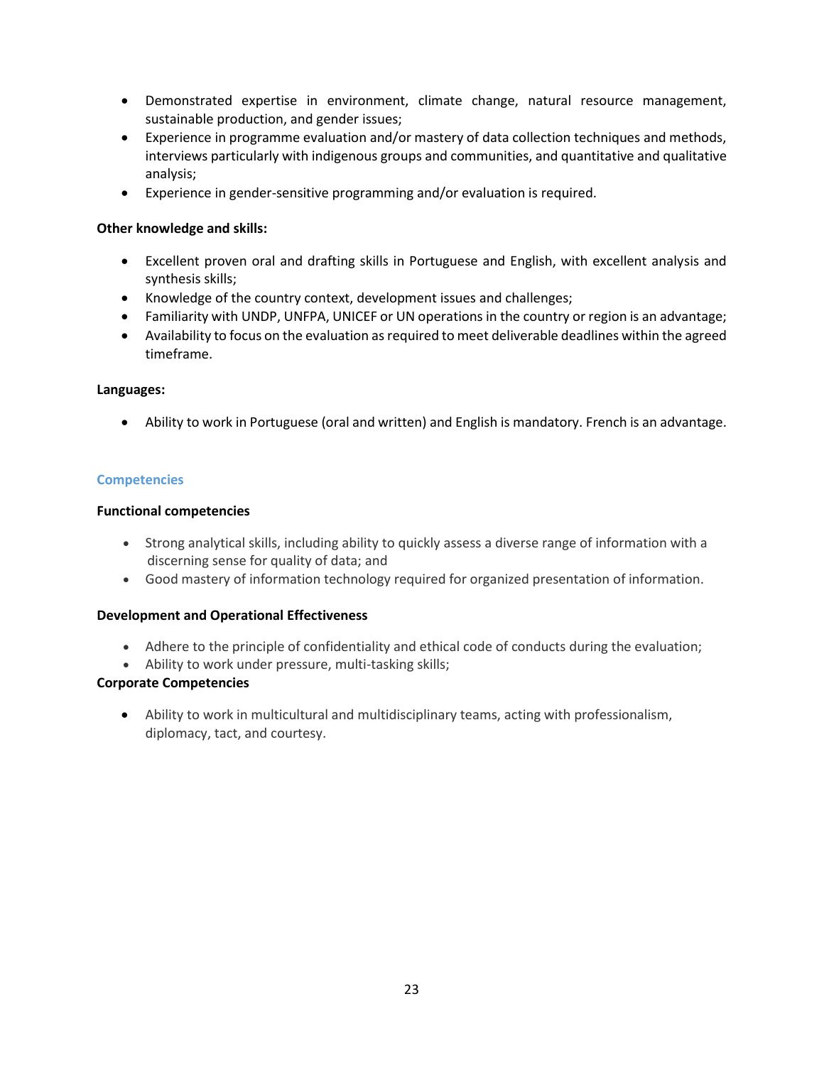- Demonstrated expertise in environment, climate change, natural resource management, sustainable production, and gender issues;
- Experience in programme evaluation and/or mastery of data collection techniques and methods, interviews particularly with indigenous groups and communities, and quantitative and qualitative analysis;
- Experience in gender-sensitive programming and/or evaluation is required.

**Other knowledge and skills:**

- Excellent proven oral and drafting skills in Portuguese and English, with excellent analysis and synthesis skills;
- Knowledge of the country context, development issues and challenges;
- Familiarity with UNDP, UNFPA, UNICEF or UN operations in the country or region is an advantage;
- Availability to focus on the evaluation as required to meet deliverable deadlines within the agreed timeframe.

**Languages:**

- Ability to work in Portuguese (oral and written) and English is mandatory. French is an advantage.

## Competencies

**Functional competencies**

- Strong analytical skills, including ability to quickly assess a diverse range of information with a discerning sense for quality of data; and
- Good mastery of information technology required for organized presentation of information.

**Development and Operational Effectiveness**

- Adhere to the principle of confidentiality and ethical code of conducts during the evaluation;
- Ability to work under pressure, multi-tasking skills;

**Corporate Competencies**

- Ability to work in multicultural and multidisciplinary teams, acting with professionalism, diplomacy, tact, and courtesy.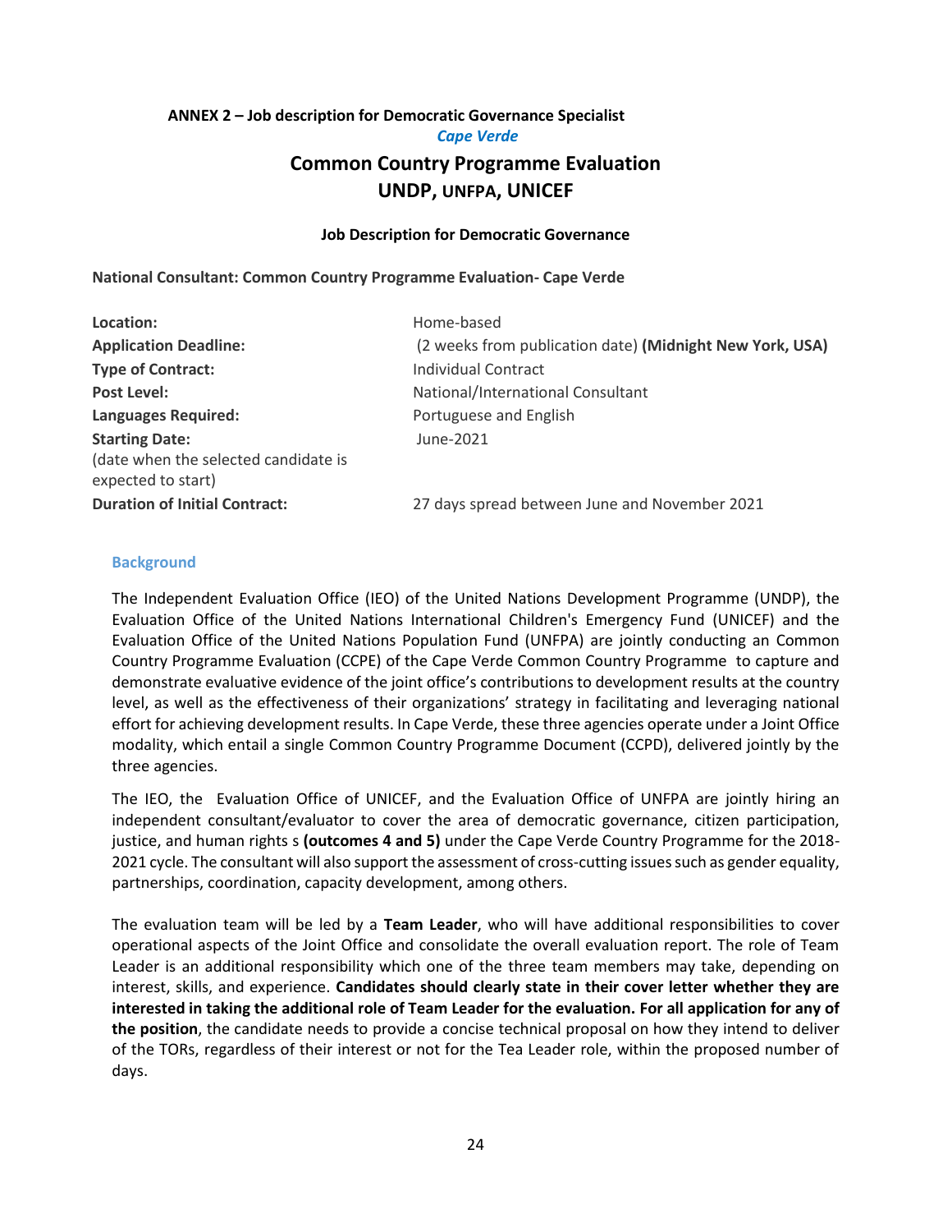**ANNEX 2 – Job description for Democratic Governance Specialist**

*Cape Verde*

## Common Country Programme Evaluation
## UNDP, UNFPA, UNICEF

**Job Description for Democratic Governance**

**National Consultant: Common Country Programme Evaluation- Cape Verde**

| | |
|---|---|
| **Location:** | Home-based |
| **Application Deadline:** | (2 weeks from publication date) **(Midnight New York, USA)** |
| **Type of Contract:** | Individual Contract |
| **Post Level:** | National/International Consultant |
| **Languages Required:** | Portuguese and English |
| **Starting Date:** (date when the selected candidate is expected to start) | June-2021 |
| **Duration of Initial Contract:** | 27 days spread between June and November 2021 |

### Background

The Independent Evaluation Office (IEO) of the United Nations Development Programme (UNDP), the Evaluation Office of the United Nations International Children's Emergency Fund (UNICEF) and the Evaluation Office of the United Nations Population Fund (UNFPA) are jointly conducting an Common Country Programme Evaluation (CCPE) of the Cape Verde Common Country Programme to capture and demonstrate evaluative evidence of the joint office's contributions to development results at the country level, as well as the effectiveness of their organizations' strategy in facilitating and leveraging national effort for achieving development results. In Cape Verde, these three agencies operate under a Joint Office modality, which entail a single Common Country Programme Document (CCPD), delivered jointly by the three agencies.

The IEO, the Evaluation Office of UNICEF, and the Evaluation Office of UNFPA are jointly hiring an independent consultant/evaluator to cover the area of democratic governance, citizen participation, justice, and human rights s **(outcomes 4 and 5)** under the Cape Verde Country Programme for the 2018-2021 cycle. The consultant will also support the assessment of cross-cutting issues such as gender equality, partnerships, coordination, capacity development, among others.

The evaluation team will be led by a **Team Leader**, who will have additional responsibilities to cover operational aspects of the Joint Office and consolidate the overall evaluation report. The role of Team Leader is an additional responsibility which one of the three team members may take, depending on interest, skills, and experience. **Candidates should clearly state in their cover letter whether they are interested in taking the additional role of Team Leader for the evaluation. For all application for any of the position**, the candidate needs to provide a concise technical proposal on how they intend to deliver of the TORs, regardless of their interest or not for the Tea Leader role, within the proposed number of days.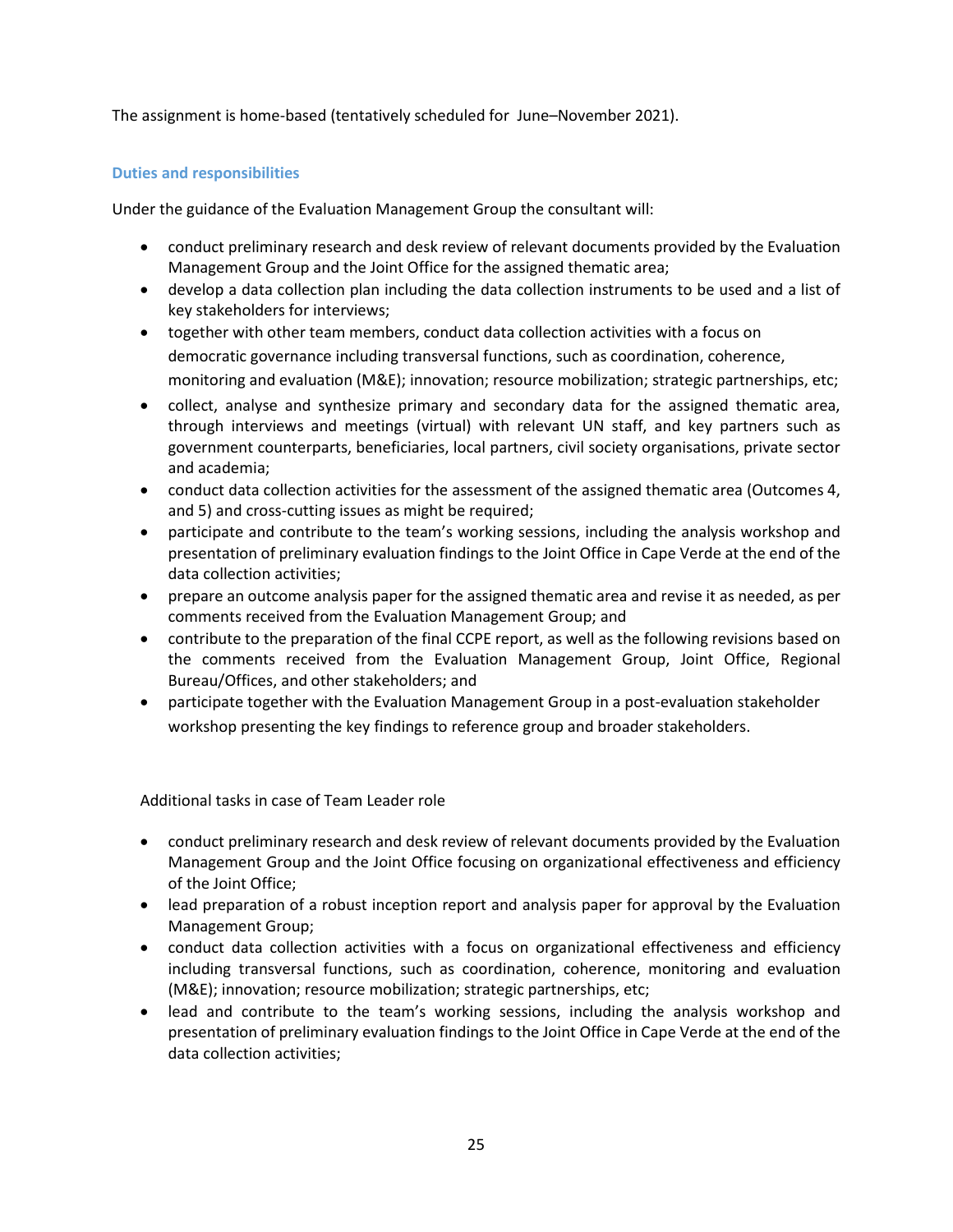The assignment is home-based (tentatively scheduled for  June–November 2021).

### Duties and responsibilities

Under the guidance of the Evaluation Management Group the consultant will:

- conduct preliminary research and desk review of relevant documents provided by the Evaluation Management Group and the Joint Office for the assigned thematic area;
- develop a data collection plan including the data collection instruments to be used and a list of key stakeholders for interviews;
- together with other team members, conduct data collection activities with a focus on democratic governance including transversal functions, such as coordination, coherence, monitoring and evaluation (M&E); innovation; resource mobilization; strategic partnerships, etc;
- collect, analyse and synthesize primary and secondary data for the assigned thematic area, through interviews and meetings (virtual) with relevant UN staff, and key partners such as government counterparts, beneficiaries, local partners, civil society organisations, private sector and academia;
- conduct data collection activities for the assessment of the assigned thematic area (Outcomes 4, and 5) and cross-cutting issues as might be required;
- participate and contribute to the team's working sessions, including the analysis workshop and presentation of preliminary evaluation findings to the Joint Office in Cape Verde at the end of the data collection activities;
- prepare an outcome analysis paper for the assigned thematic area and revise it as needed, as per comments received from the Evaluation Management Group; and
- contribute to the preparation of the final CCPE report, as well as the following revisions based on the comments received from the Evaluation Management Group, Joint Office, Regional Bureau/Offices, and other stakeholders; and
- participate together with the Evaluation Management Group in a post-evaluation stakeholder workshop presenting the key findings to reference group and broader stakeholders.

Additional tasks in case of Team Leader role

- conduct preliminary research and desk review of relevant documents provided by the Evaluation Management Group and the Joint Office focusing on organizational effectiveness and efficiency of the Joint Office;
- lead preparation of a robust inception report and analysis paper for approval by the Evaluation Management Group;
- conduct data collection activities with a focus on organizational effectiveness and efficiency including transversal functions, such as coordination, coherence, monitoring and evaluation (M&E); innovation; resource mobilization; strategic partnerships, etc;
- lead and contribute to the team's working sessions, including the analysis workshop and presentation of preliminary evaluation findings to the Joint Office in Cape Verde at the end of the data collection activities;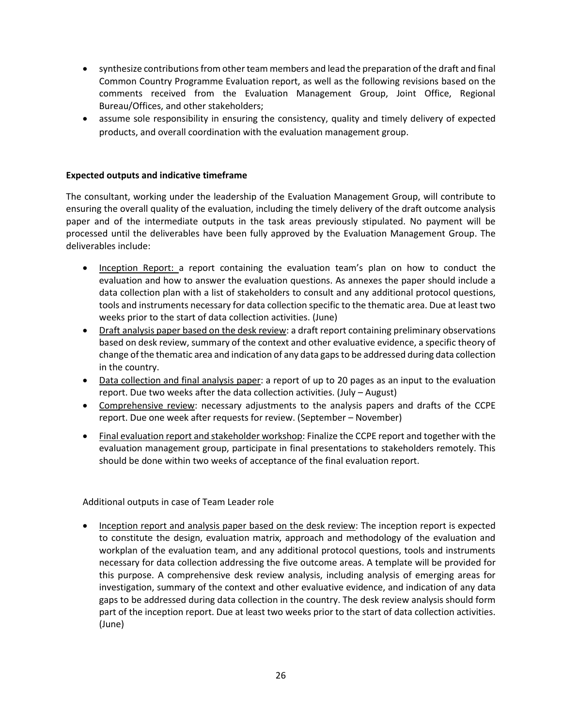- synthesize contributions from other team members and lead the preparation of the draft and final Common Country Programme Evaluation report, as well as the following revisions based on the comments received from the Evaluation Management Group, Joint Office, Regional Bureau/Offices, and other stakeholders;
- assume sole responsibility in ensuring the consistency, quality and timely delivery of expected products, and overall coordination with the evaluation management group.

**Expected outputs and indicative timeframe**

The consultant, working under the leadership of the Evaluation Management Group, will contribute to ensuring the overall quality of the evaluation, including the timely delivery of the draft outcome analysis paper and of the intermediate outputs in the task areas previously stipulated. No payment will be processed until the deliverables have been fully approved by the Evaluation Management Group. The deliverables include:

- Inception Report: a report containing the evaluation team's plan on how to conduct the evaluation and how to answer the evaluation questions. As annexes the paper should include a data collection plan with a list of stakeholders to consult and any additional protocol questions, tools and instruments necessary for data collection specific to the thematic area. Due at least two weeks prior to the start of data collection activities. (June)
- Draft analysis paper based on the desk review: a draft report containing preliminary observations based on desk review, summary of the context and other evaluative evidence, a specific theory of change of the thematic area and indication of any data gaps to be addressed during data collection in the country.
- Data collection and final analysis paper: a report of up to 20 pages as an input to the evaluation report. Due two weeks after the data collection activities. (July – August)
- Comprehensive review: necessary adjustments to the analysis papers and drafts of the CCPE report. Due one week after requests for review. (September – November)
- Final evaluation report and stakeholder workshop: Finalize the CCPE report and together with the evaluation management group, participate in final presentations to stakeholders remotely. This should be done within two weeks of acceptance of the final evaluation report.

Additional outputs in case of Team Leader role

- Inception report and analysis paper based on the desk review: The inception report is expected to constitute the design, evaluation matrix, approach and methodology of the evaluation and workplan of the evaluation team, and any additional protocol questions, tools and instruments necessary for data collection addressing the five outcome areas. A template will be provided for this purpose. A comprehensive desk review analysis, including analysis of emerging areas for investigation, summary of the context and other evaluative evidence, and indication of any data gaps to be addressed during data collection in the country. The desk review analysis should form part of the inception report. Due at least two weeks prior to the start of data collection activities. (June)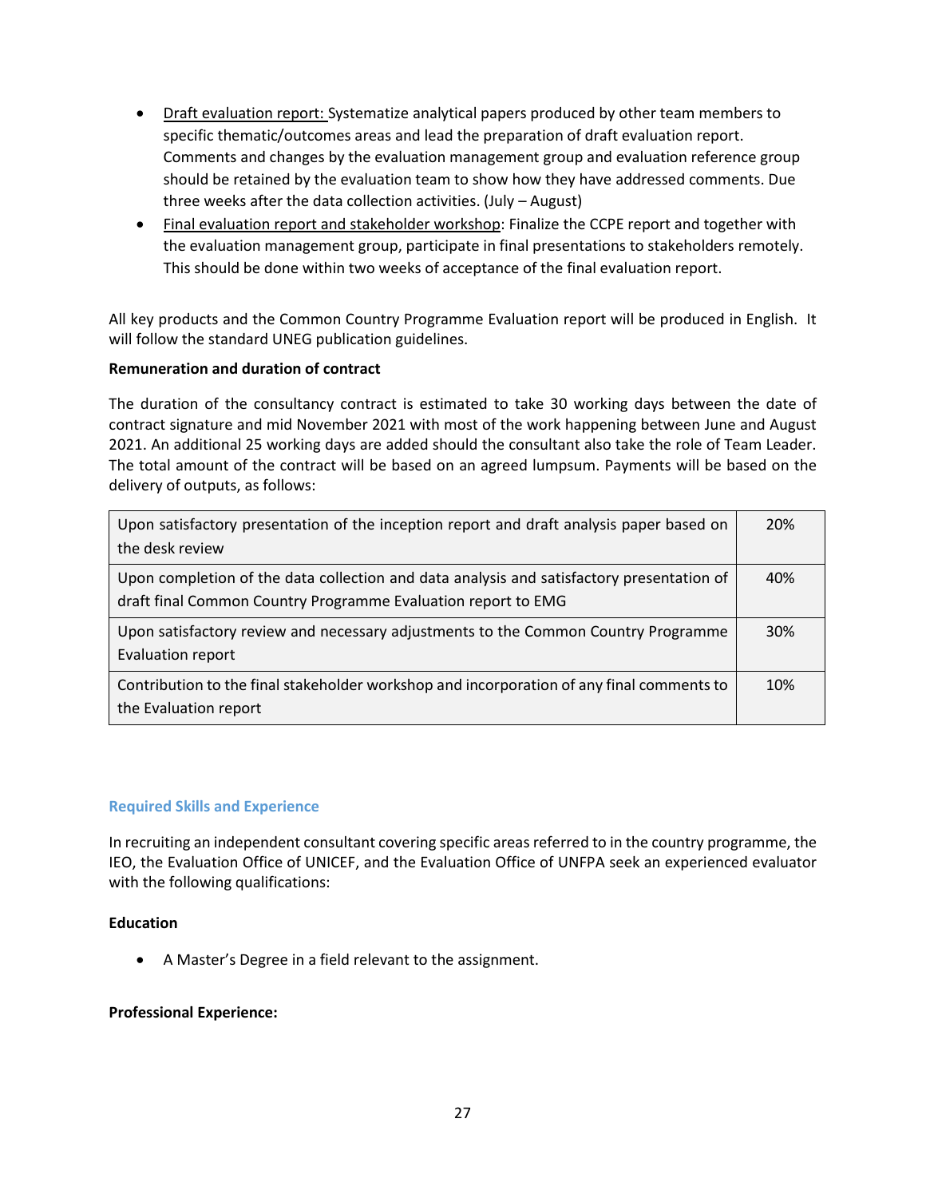- Draft evaluation report: Systematize analytical papers produced by other team members to specific thematic/outcomes areas and lead the preparation of draft evaluation report. Comments and changes by the evaluation management group and evaluation reference group should be retained by the evaluation team to show how they have addressed comments. Due three weeks after the data collection activities. (July – August)
- Final evaluation report and stakeholder workshop: Finalize the CCPE report and together with the evaluation management group, participate in final presentations to stakeholders remotely. This should be done within two weeks of acceptance of the final evaluation report.

All key products and the Common Country Programme Evaluation report will be produced in English. It will follow the standard UNEG publication guidelines.

**Remuneration and duration of contract**

The duration of the consultancy contract is estimated to take 30 working days between the date of contract signature and mid November 2021 with most of the work happening between June and August 2021. An additional 25 working days are added should the consultant also take the role of Team Leader. The total amount of the contract will be based on an agreed lumpsum. Payments will be based on the delivery of outputs, as follows:

| | |
|---|---|
| Upon satisfactory presentation of the inception report and draft analysis paper based on the desk review | 20% |
| Upon completion of the data collection and data analysis and satisfactory presentation of draft final Common Country Programme Evaluation report to EMG | 40% |
| Upon satisfactory review and necessary adjustments to the Common Country Programme Evaluation report | 30% |
| Contribution to the final stakeholder workshop and incorporation of any final comments to the Evaluation report | 10% |

## Required Skills and Experience

In recruiting an independent consultant covering specific areas referred to in the country programme, the IEO, the Evaluation Office of UNICEF, and the Evaluation Office of UNFPA seek an experienced evaluator with the following qualifications:

**Education**

- A Master's Degree in a field relevant to the assignment.

**Professional Experience:**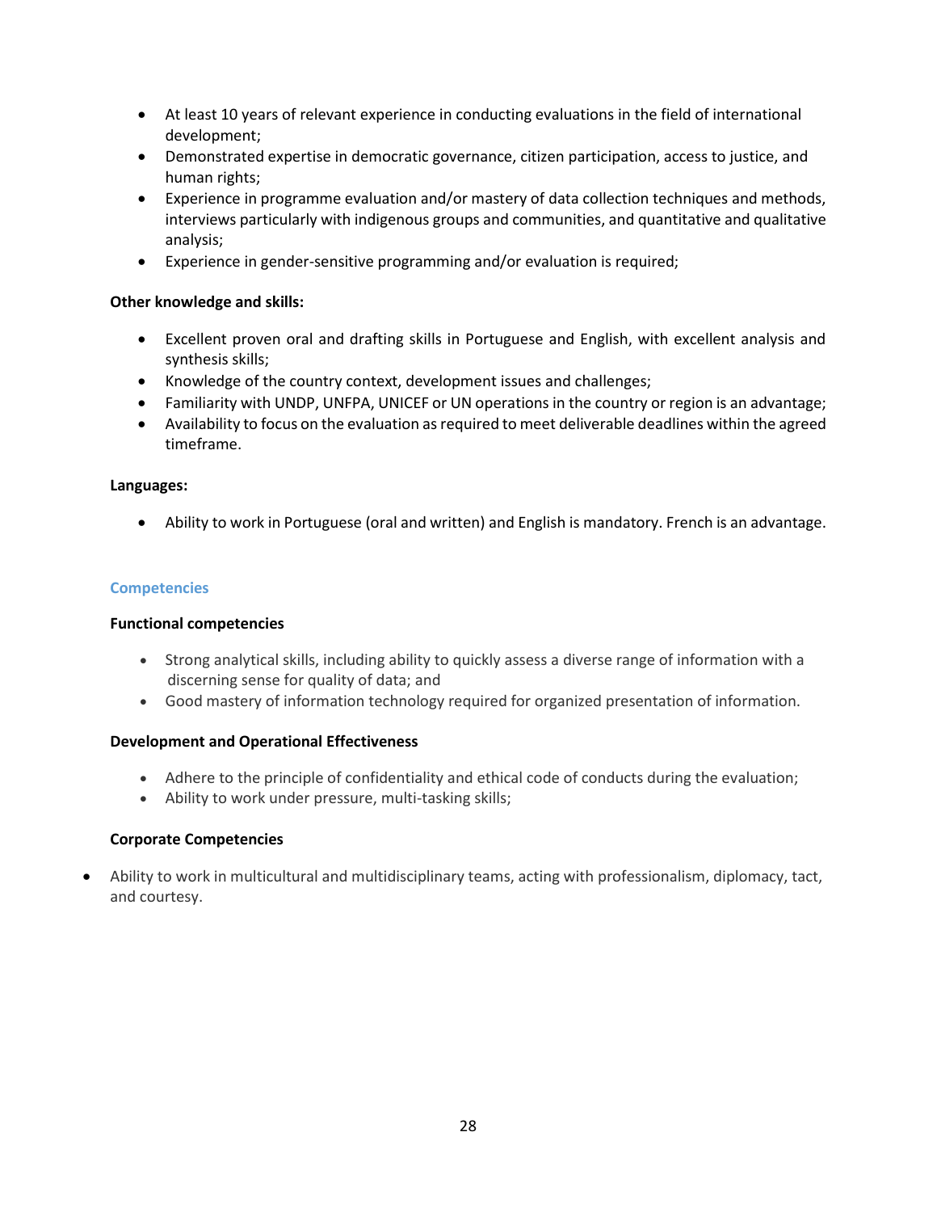- At least 10 years of relevant experience in conducting evaluations in the field of international development;
- Demonstrated expertise in democratic governance, citizen participation, access to justice, and human rights;
- Experience in programme evaluation and/or mastery of data collection techniques and methods, interviews particularly with indigenous groups and communities, and quantitative and qualitative analysis;
- Experience in gender-sensitive programming and/or evaluation is required;

**Other knowledge and skills:**

- Excellent proven oral and drafting skills in Portuguese and English, with excellent analysis and synthesis skills;
- Knowledge of the country context, development issues and challenges;
- Familiarity with UNDP, UNFPA, UNICEF or UN operations in the country or region is an advantage;
- Availability to focus on the evaluation as required to meet deliverable deadlines within the agreed timeframe.

**Languages:**

- Ability to work in Portuguese (oral and written) and English is mandatory. French is an advantage.

## Competencies

**Functional competencies**

- Strong analytical skills, including ability to quickly assess a diverse range of information with a discerning sense for quality of data; and
- Good mastery of information technology required for organized presentation of information.

**Development and Operational Effectiveness**

- Adhere to the principle of confidentiality and ethical code of conducts during the evaluation;
- Ability to work under pressure, multi-tasking skills;

**Corporate Competencies**

- Ability to work in multicultural and multidisciplinary teams, acting with professionalism, diplomacy, tact, and courtesy.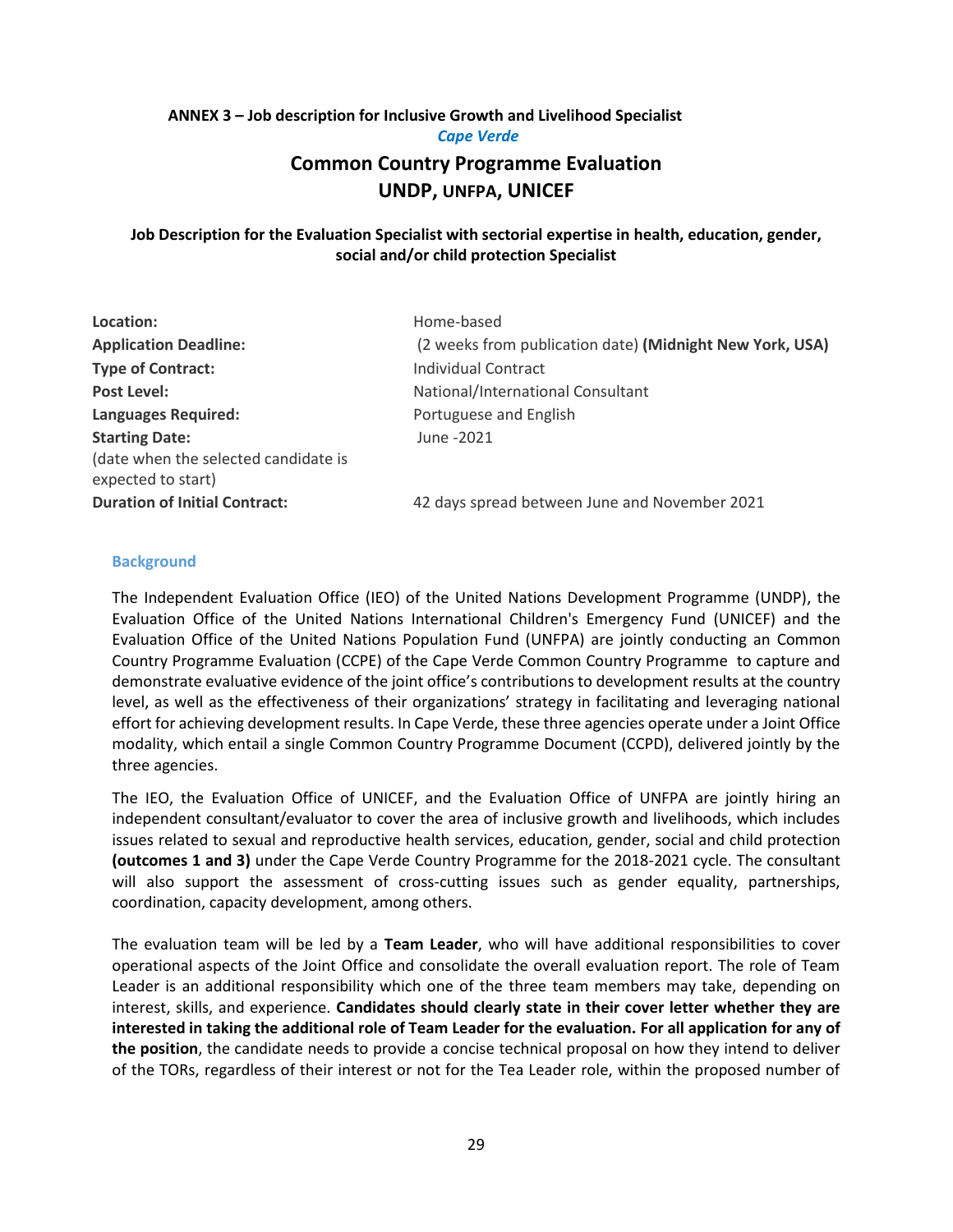**ANNEX 3 – Job description for Inclusive Growth and Livelihood Specialist**

*Cape Verde*

## Common Country Programme Evaluation
## UNDP, UNFPA, UNICEF

**Job Description for the Evaluation Specialist with sectorial expertise in health, education, gender, social and/or child protection Specialist**

| | |
|---|---|
| **Location:** | Home-based |
| **Application Deadline:** | (2 weeks from publication date) **(Midnight New York, USA)** |
| **Type of Contract:** | Individual Contract |
| **Post Level:** | National/International Consultant |
| **Languages Required:** | Portuguese and English |
| **Starting Date:** (date when the selected candidate is expected to start) | June -2021 |
| **Duration of Initial Contract:** | 42 days spread between June and November 2021 |

### Background

The Independent Evaluation Office (IEO) of the United Nations Development Programme (UNDP), the Evaluation Office of the United Nations International Children's Emergency Fund (UNICEF) and the Evaluation Office of the United Nations Population Fund (UNFPA) are jointly conducting an Common Country Programme Evaluation (CCPE) of the Cape Verde Common Country Programme to capture and demonstrate evaluative evidence of the joint office's contributions to development results at the country level, as well as the effectiveness of their organizations' strategy in facilitating and leveraging national effort for achieving development results. In Cape Verde, these three agencies operate under a Joint Office modality, which entail a single Common Country Programme Document (CCPD), delivered jointly by the three agencies.

The IEO, the Evaluation Office of UNICEF, and the Evaluation Office of UNFPA are jointly hiring an independent consultant/evaluator to cover the area of inclusive growth and livelihoods, which includes issues related to sexual and reproductive health services, education, gender, social and child protection **(outcomes 1 and 3)** under the Cape Verde Country Programme for the 2018-2021 cycle. The consultant will also support the assessment of cross-cutting issues such as gender equality, partnerships, coordination, capacity development, among others.

The evaluation team will be led by a **Team Leader**, who will have additional responsibilities to cover operational aspects of the Joint Office and consolidate the overall evaluation report. The role of Team Leader is an additional responsibility which one of the three team members may take, depending on interest, skills, and experience. **Candidates should clearly state in their cover letter whether they are interested in taking the additional role of Team Leader for the evaluation. For all application for any of the position**, the candidate needs to provide a concise technical proposal on how they intend to deliver of the TORs, regardless of their interest or not for the Tea Leader role, within the proposed number of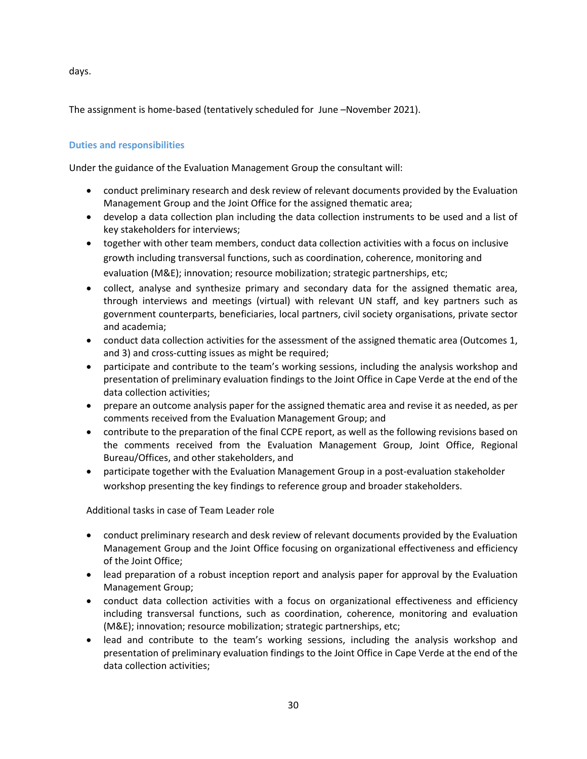days.

The assignment is home-based (tentatively scheduled for June –November 2021).

### Duties and responsibilities

Under the guidance of the Evaluation Management Group the consultant will:

- conduct preliminary research and desk review of relevant documents provided by the Evaluation Management Group and the Joint Office for the assigned thematic area;
- develop a data collection plan including the data collection instruments to be used and a list of key stakeholders for interviews;
- together with other team members, conduct data collection activities with a focus on inclusive growth including transversal functions, such as coordination, coherence, monitoring and evaluation (M&E); innovation; resource mobilization; strategic partnerships, etc;
- collect, analyse and synthesize primary and secondary data for the assigned thematic area, through interviews and meetings (virtual) with relevant UN staff, and key partners such as government counterparts, beneficiaries, local partners, civil society organisations, private sector and academia;
- conduct data collection activities for the assessment of the assigned thematic area (Outcomes 1, and 3) and cross-cutting issues as might be required;
- participate and contribute to the team's working sessions, including the analysis workshop and presentation of preliminary evaluation findings to the Joint Office in Cape Verde at the end of the data collection activities;
- prepare an outcome analysis paper for the assigned thematic area and revise it as needed, as per comments received from the Evaluation Management Group; and
- contribute to the preparation of the final CCPE report, as well as the following revisions based on the comments received from the Evaluation Management Group, Joint Office, Regional Bureau/Offices, and other stakeholders, and
- participate together with the Evaluation Management Group in a post-evaluation stakeholder workshop presenting the key findings to reference group and broader stakeholders.

Additional tasks in case of Team Leader role

- conduct preliminary research and desk review of relevant documents provided by the Evaluation Management Group and the Joint Office focusing on organizational effectiveness and efficiency of the Joint Office;
- lead preparation of a robust inception report and analysis paper for approval by the Evaluation Management Group;
- conduct data collection activities with a focus on organizational effectiveness and efficiency including transversal functions, such as coordination, coherence, monitoring and evaluation (M&E); innovation; resource mobilization; strategic partnerships, etc;
- lead and contribute to the team's working sessions, including the analysis workshop and presentation of preliminary evaluation findings to the Joint Office in Cape Verde at the end of the data collection activities;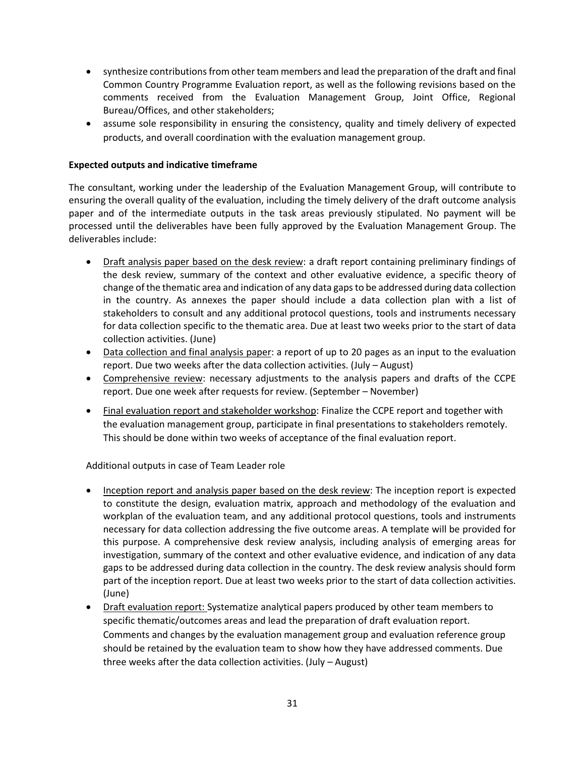- synthesize contributions from other team members and lead the preparation of the draft and final Common Country Programme Evaluation report, as well as the following revisions based on the comments received from the Evaluation Management Group, Joint Office, Regional Bureau/Offices, and other stakeholders;
- assume sole responsibility in ensuring the consistency, quality and timely delivery of expected products, and overall coordination with the evaluation management group.

**Expected outputs and indicative timeframe**

The consultant, working under the leadership of the Evaluation Management Group, will contribute to ensuring the overall quality of the evaluation, including the timely delivery of the draft outcome analysis paper and of the intermediate outputs in the task areas previously stipulated. No payment will be processed until the deliverables have been fully approved by the Evaluation Management Group. The deliverables include:

- Draft analysis paper based on the desk review: a draft report containing preliminary findings of the desk review, summary of the context and other evaluative evidence, a specific theory of change of the thematic area and indication of any data gaps to be addressed during data collection in the country. As annexes the paper should include a data collection plan with a list of stakeholders to consult and any additional protocol questions, tools and instruments necessary for data collection specific to the thematic area. Due at least two weeks prior to the start of data collection activities. (June)
- Data collection and final analysis paper: a report of up to 20 pages as an input to the evaluation report. Due two weeks after the data collection activities. (July – August)
- Comprehensive review: necessary adjustments to the analysis papers and drafts of the CCPE report. Due one week after requests for review. (September – November)
- Final evaluation report and stakeholder workshop: Finalize the CCPE report and together with the evaluation management group, participate in final presentations to stakeholders remotely. This should be done within two weeks of acceptance of the final evaluation report.

Additional outputs in case of Team Leader role

- Inception report and analysis paper based on the desk review: The inception report is expected to constitute the design, evaluation matrix, approach and methodology of the evaluation and workplan of the evaluation team, and any additional protocol questions, tools and instruments necessary for data collection addressing the five outcome areas. A template will be provided for this purpose. A comprehensive desk review analysis, including analysis of emerging areas for investigation, summary of the context and other evaluative evidence, and indication of any data gaps to be addressed during data collection in the country. The desk review analysis should form part of the inception report. Due at least two weeks prior to the start of data collection activities. (June)
- Draft evaluation report: Systematize analytical papers produced by other team members to specific thematic/outcomes areas and lead the preparation of draft evaluation report. Comments and changes by the evaluation management group and evaluation reference group should be retained by the evaluation team to show how they have addressed comments. Due three weeks after the data collection activities. (July – August)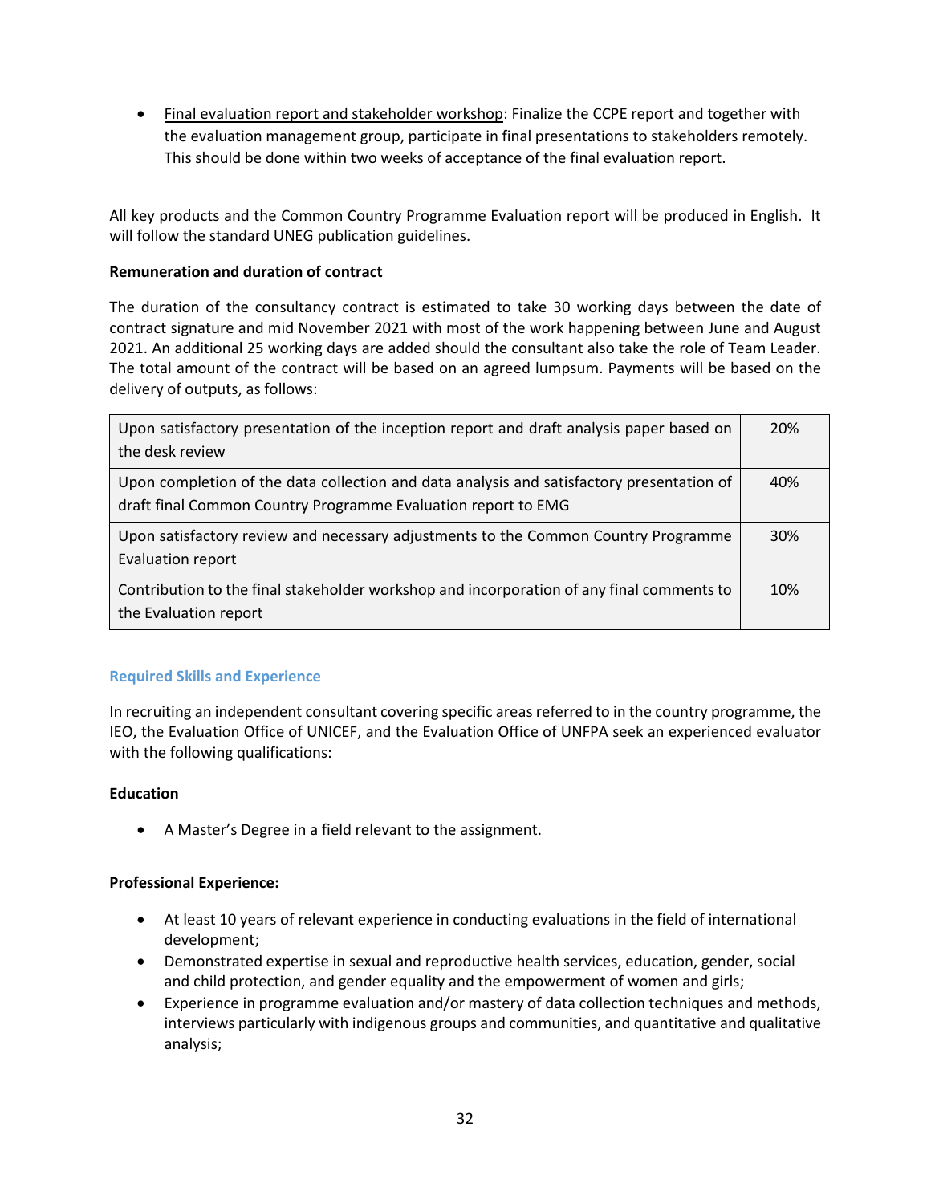- Final evaluation report and stakeholder workshop: Finalize the CCPE report and together with the evaluation management group, participate in final presentations to stakeholders remotely. This should be done within two weeks of acceptance of the final evaluation report.

All key products and the Common Country Programme Evaluation report will be produced in English. It will follow the standard UNEG publication guidelines.

**Remuneration and duration of contract**

The duration of the consultancy contract is estimated to take 30 working days between the date of contract signature and mid November 2021 with most of the work happening between June and August 2021. An additional 25 working days are added should the consultant also take the role of Team Leader. The total amount of the contract will be based on an agreed lumpsum. Payments will be based on the delivery of outputs, as follows:

| | |
|---|---|
| Upon satisfactory presentation of the inception report and draft analysis paper based on the desk review | 20% |
| Upon completion of the data collection and data analysis and satisfactory presentation of draft final Common Country Programme Evaluation report to EMG | 40% |
| Upon satisfactory review and necessary adjustments to the Common Country Programme Evaluation report | 30% |
| Contribution to the final stakeholder workshop and incorporation of any final comments to the Evaluation report | 10% |

## Required Skills and Experience

In recruiting an independent consultant covering specific areas referred to in the country programme, the IEO, the Evaluation Office of UNICEF, and the Evaluation Office of UNFPA seek an experienced evaluator with the following qualifications:

**Education**

- A Master's Degree in a field relevant to the assignment.

**Professional Experience:**

- At least 10 years of relevant experience in conducting evaluations in the field of international development;
- Demonstrated expertise in sexual and reproductive health services, education, gender, social and child protection, and gender equality and the empowerment of women and girls;
- Experience in programme evaluation and/or mastery of data collection techniques and methods, interviews particularly with indigenous groups and communities, and quantitative and qualitative analysis;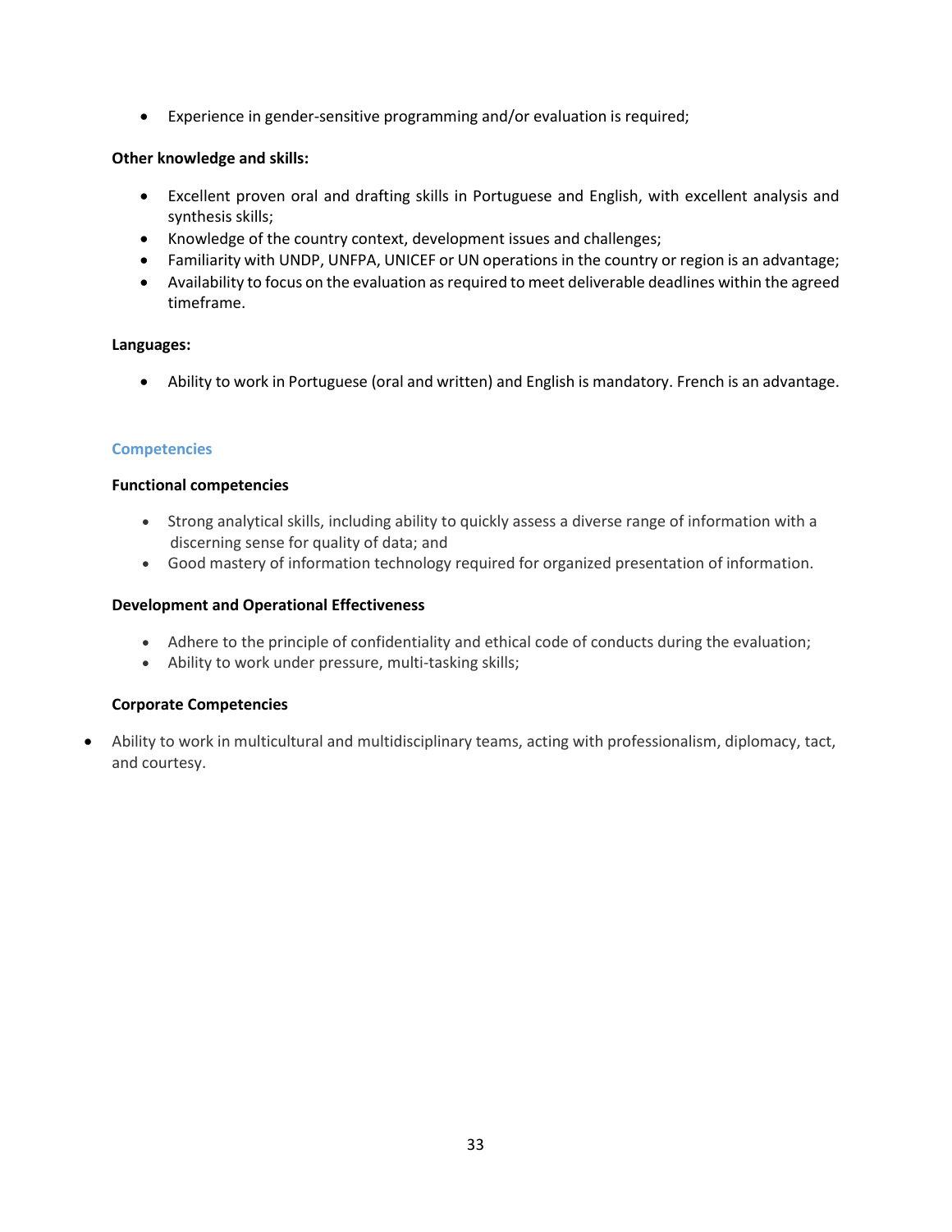- Experience in gender-sensitive programming and/or evaluation is required;

**Other knowledge and skills:**

- Excellent proven oral and drafting skills in Portuguese and English, with excellent analysis and synthesis skills;
- Knowledge of the country context, development issues and challenges;
- Familiarity with UNDP, UNFPA, UNICEF or UN operations in the country or region is an advantage;
- Availability to focus on the evaluation as required to meet deliverable deadlines within the agreed timeframe.

**Languages:**

- Ability to work in Portuguese (oral and written) and English is mandatory. French is an advantage.

### Competencies

**Functional competencies**

- Strong analytical skills, including ability to quickly assess a diverse range of information with a discerning sense for quality of data; and
- Good mastery of information technology required for organized presentation of information.

**Development and Operational Effectiveness**

- Adhere to the principle of confidentiality and ethical code of conducts during the evaluation;
- Ability to work under pressure, multi-tasking skills;

**Corporate Competencies**

- Ability to work in multicultural and multidisciplinary teams, acting with professionalism, diplomacy, tact, and courtesy.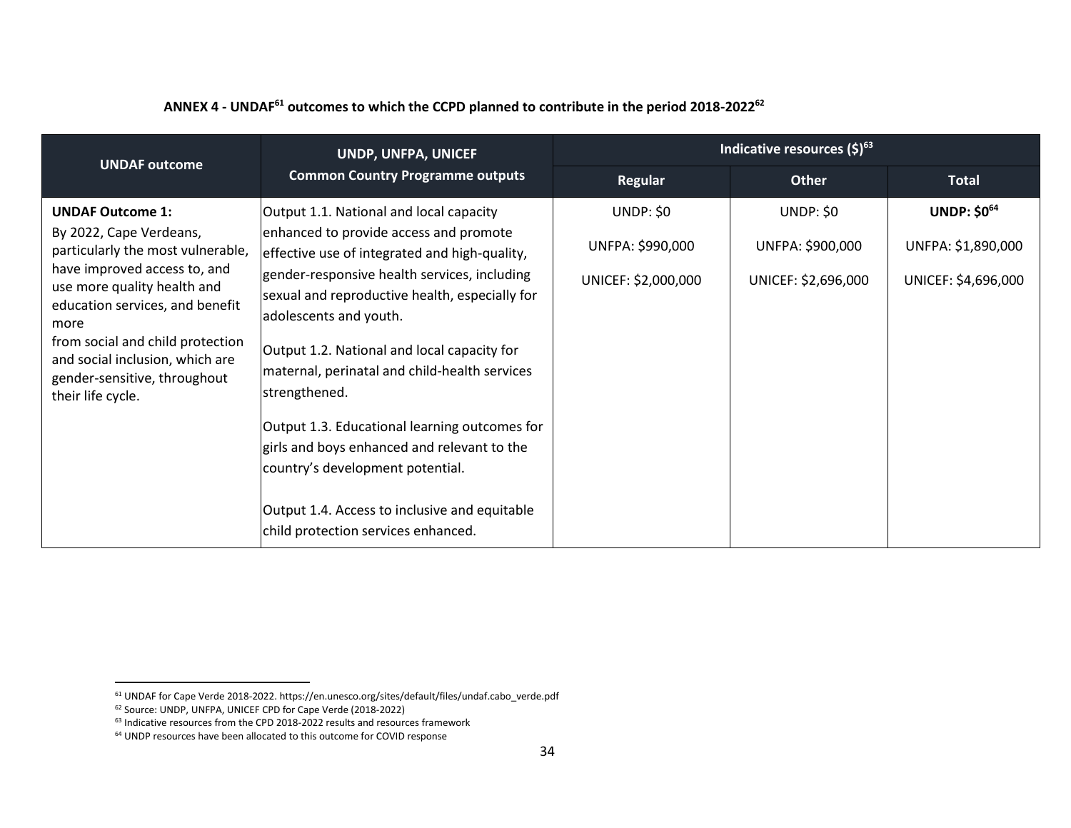**ANNEX 4 - UNDAF[61] outcomes to which the CCPD planned to contribute in the period 2018-2022[62]**

| UNDAF outcome | UNDP, UNFPA, UNICEF Common Country Programme outputs | Indicative resources ($)[63] | | |
|---|---|---|---|---|
| | | Regular | Other | Total |
| **UNDAF Outcome 1:** By 2022, Cape Verdeans, particularly the most vulnerable, have improved access to, and use more quality health and education services, and benefit more from social and child protection and social inclusion, which are gender-sensitive, throughout their life cycle. | Output 1.1. National and local capacity enhanced to provide access and promote effective use of integrated and high-quality, gender-responsive health services, including sexual and reproductive health, especially for adolescents and youth.<br><br>Output 1.2. National and local capacity for maternal, perinatal and child-health services strengthened.<br><br>Output 1.3. Educational learning outcomes for girls and boys enhanced and relevant to the country's development potential.<br><br>Output 1.4. Access to inclusive and equitable child protection services enhanced. | UNDP: $0<br><br>UNFPA: $990,000<br><br>UNICEF: $2,000,000 | UNDP: $0<br><br>UNFPA: $900,000<br><br>UNICEF: $2,696,000 | **UNDP: $0[64]**<br><br>UNFPA: $1,890,000<br><br>UNICEF: $4,696,000 |

[61] UNDAF for Cape Verde 2018-2022. https://en.unesco.org/sites/default/files/undaf.cabo_verde.pdf

[62] Source: UNDP, UNFPA, UNICEF CPD for Cape Verde (2018-2022)

[63] Indicative resources from the CPD 2018-2022 results and resources framework

[64] UNDP resources have been allocated to this outcome for COVID response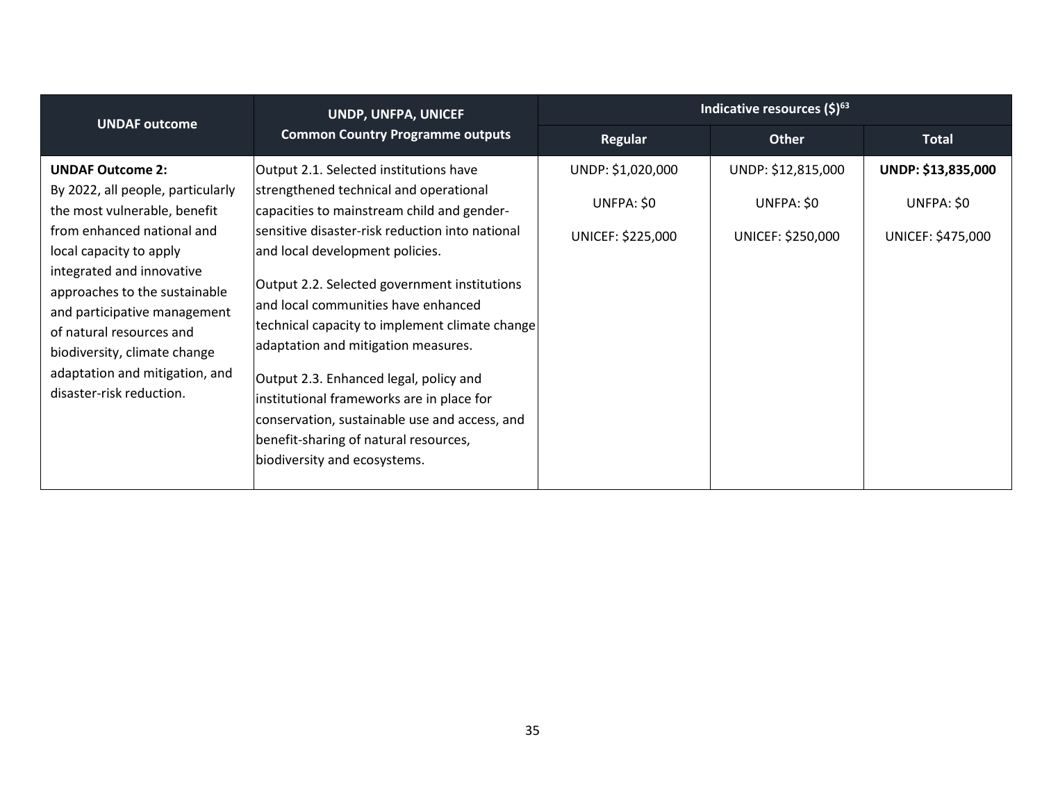| UNDAF outcome | UNDP, UNFPA, UNICEF Common Country Programme outputs | Indicative resources ($)[63] | | |
|---|---|---|---|---|
| | | Regular | Other | Total |
| **UNDAF Outcome 2:** By 2022, all people, particularly the most vulnerable, benefit from enhanced national and local capacity to apply integrated and innovative approaches to the sustainable and participative management of natural resources and biodiversity, climate change adaptation and mitigation, and disaster-risk reduction. | Output 2.1. Selected institutions have strengthened technical and operational capacities to mainstream child and gender-sensitive disaster-risk reduction into national and local development policies.<br><br>Output 2.2. Selected government institutions and local communities have enhanced technical capacity to implement climate change adaptation and mitigation measures.<br><br>Output 2.3. Enhanced legal, policy and institutional frameworks are in place for conservation, sustainable use and access, and benefit-sharing of natural resources, biodiversity and ecosystems. | UNDP: $1,020,000<br><br>UNFPA: $0<br><br>UNICEF: $225,000 | UNDP: $12,815,000<br><br>UNFPA: $0<br><br>UNICEF: $250,000 | **UNDP: $13,835,000**<br><br>UNFPA: $0<br><br>UNICEF: $475,000 |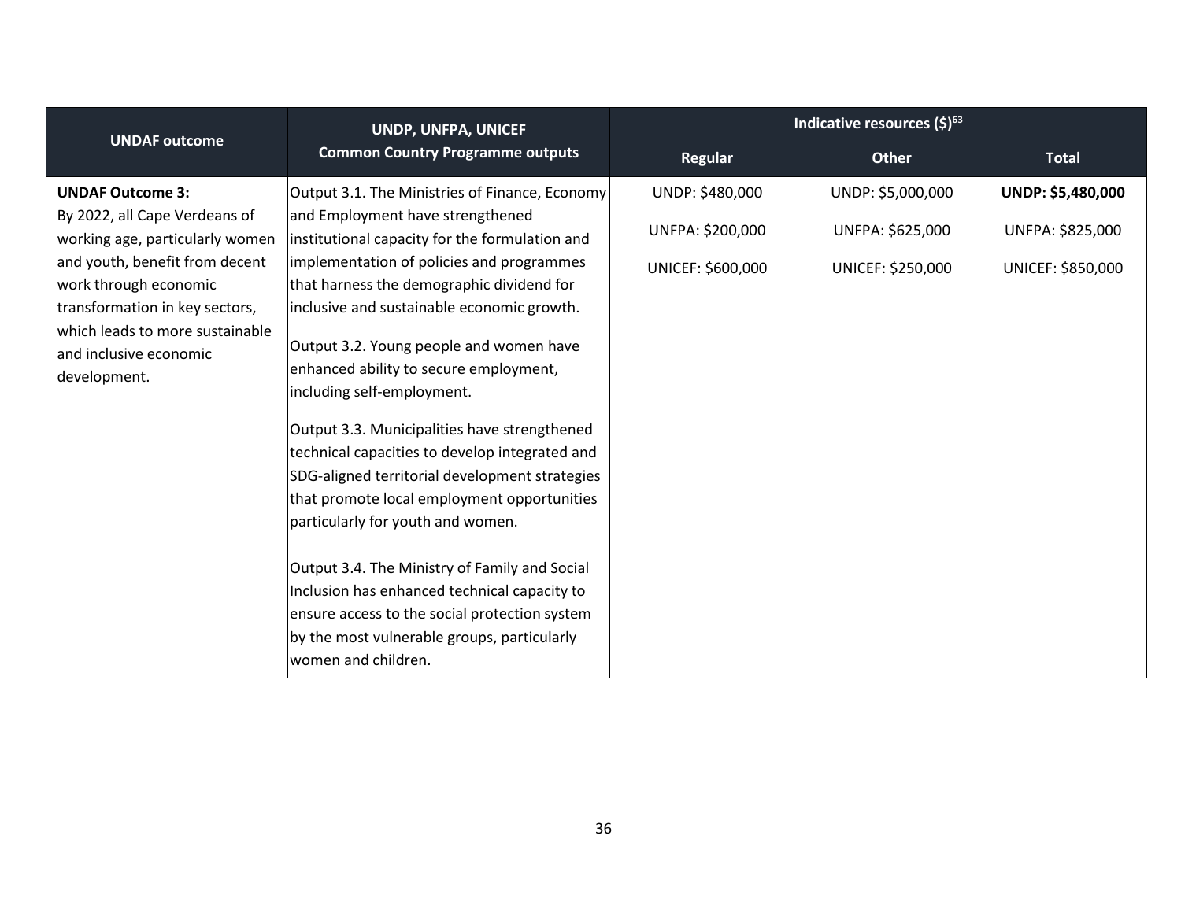| UNDAF outcome | UNDP, UNFPA, UNICEF Common Country Programme outputs | Indicative resources ($)[63] | | |
|---|---|---|---|---|
| | | Regular | Other | Total |
| **UNDAF Outcome 3:** By 2022, all Cape Verdeans of working age, particularly women and youth, benefit from decent work through economic transformation in key sectors, which leads to more sustainable and inclusive economic development. | Output 3.1. The Ministries of Finance, Economy and Employment have strengthened institutional capacity for the formulation and implementation of policies and programmes that harness the demographic dividend for inclusive and sustainable economic growth.<br><br>Output 3.2. Young people and women have enhanced ability to secure employment, including self-employment.<br><br>Output 3.3. Municipalities have strengthened technical capacities to develop integrated and SDG-aligned territorial development strategies that promote local employment opportunities particularly for youth and women.<br><br>Output 3.4. The Ministry of Family and Social Inclusion has enhanced technical capacity to ensure access to the social protection system by the most vulnerable groups, particularly women and children. | UNDP: $480,000<br><br>UNFPA: $200,000<br><br>UNICEF: $600,000 | UNDP: $5,000,000<br><br>UNFPA: $625,000<br><br>UNICEF: $250,000 | **UNDP: $5,480,000**<br><br>UNFPA: $825,000<br><br>UNICEF: $850,000 |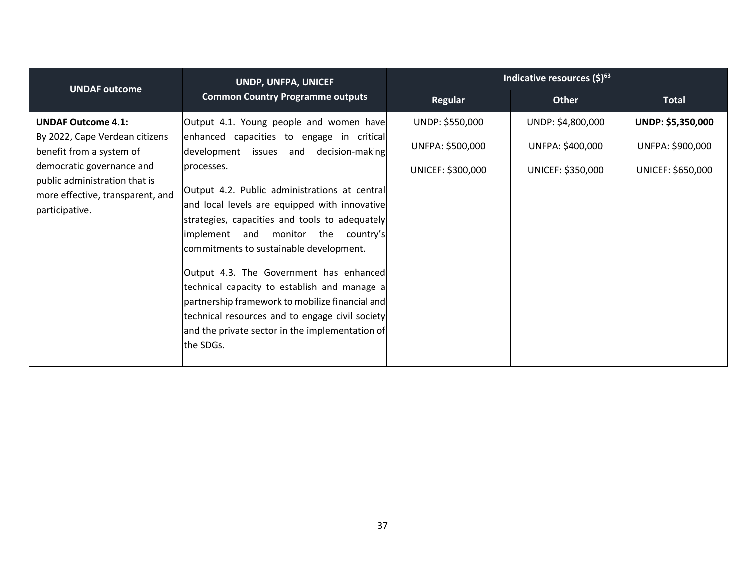| UNDAF outcome | UNDP, UNFPA, UNICEF Common Country Programme outputs | Indicative resources ($)[63] | | |
|---|---|---|---|---|
| | | Regular | Other | Total |
| **UNDAF Outcome 4.1:** By 2022, Cape Verdean citizens benefit from a system of democratic governance and public administration that is more effective, transparent, and participative. | Output 4.1. Young people and women have enhanced capacities to engage in critical development issues and decision-making processes.<br><br>Output 4.2. Public administrations at central and local levels are equipped with innovative strategies, capacities and tools to adequately implement and monitor the country's commitments to sustainable development.<br><br>Output 4.3. The Government has enhanced technical capacity to establish and manage a partnership framework to mobilize financial and technical resources and to engage civil society and the private sector in the implementation of the SDGs. | UNDP: $550,000<br><br>UNFPA: $500,000<br><br>UNICEF: $300,000 | UNDP: $4,800,000<br><br>UNFPA: $400,000<br><br>UNICEF: $350,000 | **UNDP: $5,350,000**<br><br>UNFPA: $900,000<br><br>UNICEF: $650,000 |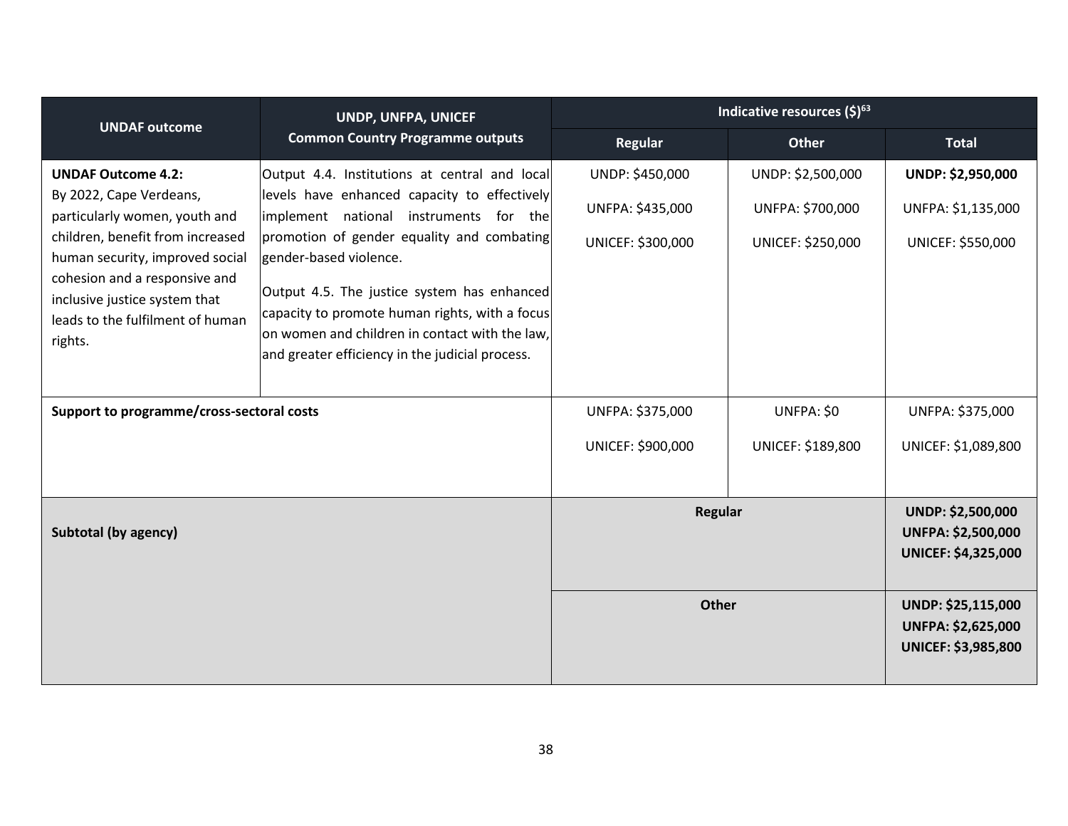| UNDAF outcome | UNDP, UNFPA, UNICEF Common Country Programme outputs | Indicative resources ($)[63] | | |
|---|---|---|---|---|
| | | Regular | Other | Total |
| **UNDAF Outcome 4.2:** By 2022, Cape Verdeans, particularly women, youth and children, benefit from increased human security, improved social cohesion and a responsive and inclusive justice system that leads to the fulfilment of human rights. | Output 4.4. Institutions at central and local levels have enhanced capacity to effectively implement national instruments for the promotion of gender equality and combating gender-based violence. Output 4.5. The justice system has enhanced capacity to promote human rights, with a focus on women and children in contact with the law, and greater efficiency in the judicial process. | UNDP: $450,000 UNFPA: $435,000 UNICEF: $300,000 | UNDP: $2,500,000 UNFPA: $700,000 UNICEF: $250,000 | **UNDP: $2,950,000** UNFPA: $1,135,000 UNICEF: $550,000 |
| **Support to programme/cross-sectoral costs** | | UNFPA: $375,000 UNICEF: $900,000 | UNFPA: $0 UNICEF: $189,800 | UNFPA: $375,000 UNICEF: $1,089,800 |
| **Subtotal (by agency)** | | **Regular** | | **UNDP: $2,500,000 UNFPA: $2,500,000 UNICEF: $4,325,000** |
| | | **Other** | | **UNDP: $25,115,000 UNFPA: $2,625,000 UNICEF: $3,985,800** |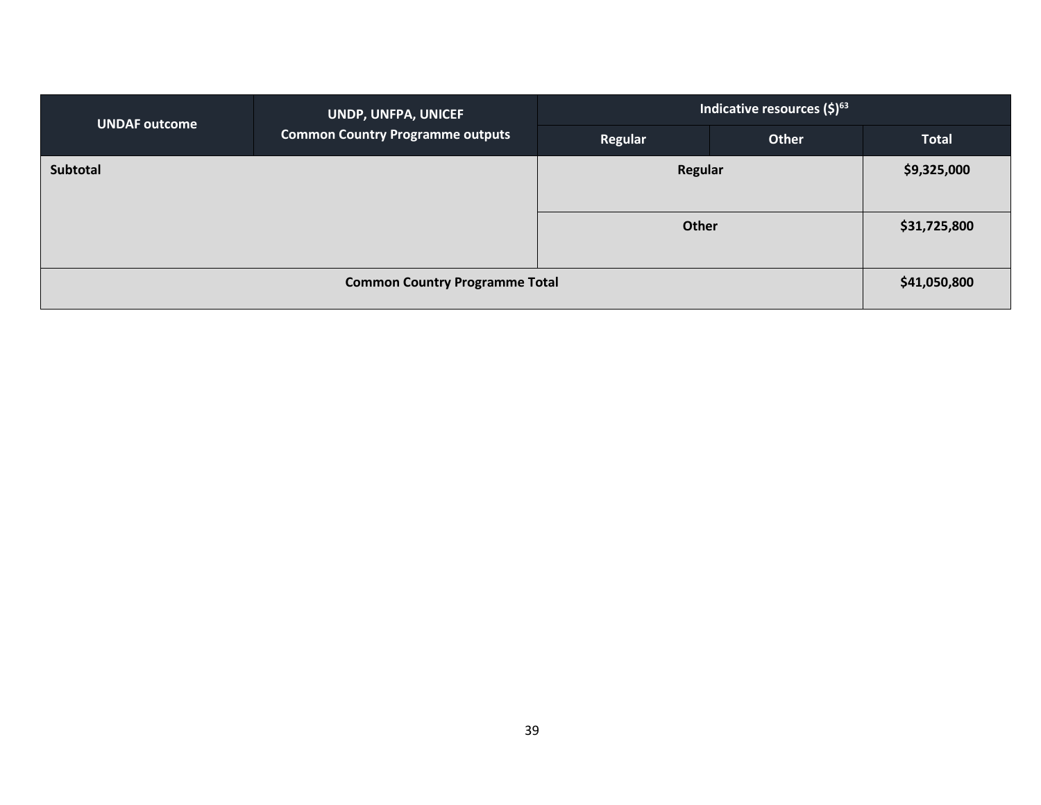| UNDAF outcome | UNDP, UNFPA, UNICEF Common Country Programme outputs | Indicative resources ($)[63] | | |
|---|---|---|---|---|
| | | Regular | Other | Total |
| **Subtotal** | | **Regular** | | **$9,325,000** |
| | | **Other** | | **$31,725,800** |
| **Common Country Programme Total** | | | | **$41,050,800** |